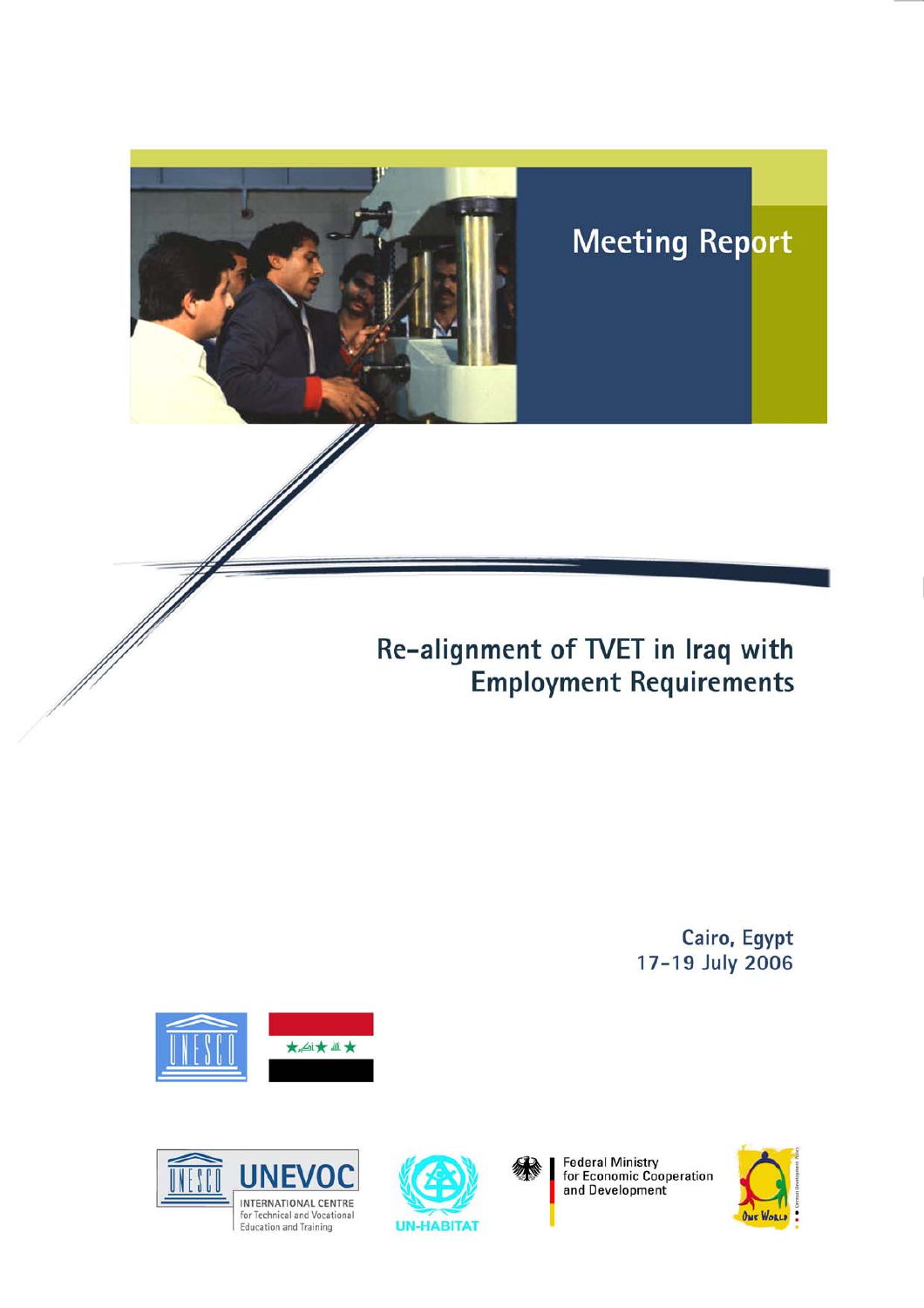Meeting Report

# Re-alignment of TVET in Iraq with Employment Requirements

Cairo, Egypt
17-19 July 2006

UNEVOC
INTERNATIONAL CENTRE
for Technical and Vocational
Education and Training

UN-HABITAT

Federal Ministry
for Economic Cooperation
and Development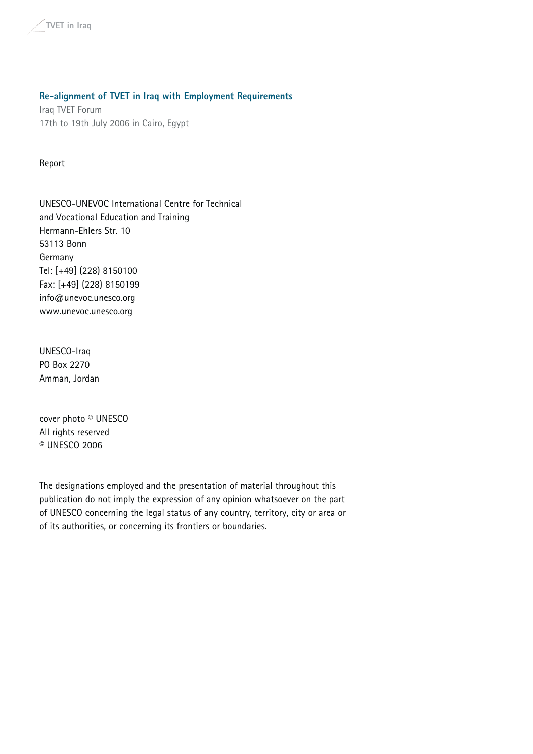**Re-alignment of TVET in Iraq with Employment Requirements**

Iraq TVET Forum
17th to 19th July 2006 in Cairo, Egypt

Report

UNESCO-UNEVOC International Centre for Technical
and Vocational Education and Training
Hermann-Ehlers Str. 10
53113 Bonn
Germany
Tel: [+49] (228) 8150100
Fax: [+49] (228) 8150199
info@unevoc.unesco.org
www.unevoc.unesco.org

UNESCO-Iraq
PO Box 2270
Amman, Jordan

cover photo © UNESCO
All rights reserved
© UNESCO 2006

The designations employed and the presentation of material throughout this publication do not imply the expression of any opinion whatsoever on the part of UNESCO concerning the legal status of any country, territory, city or area or of its authorities, or concerning its frontiers or boundaries.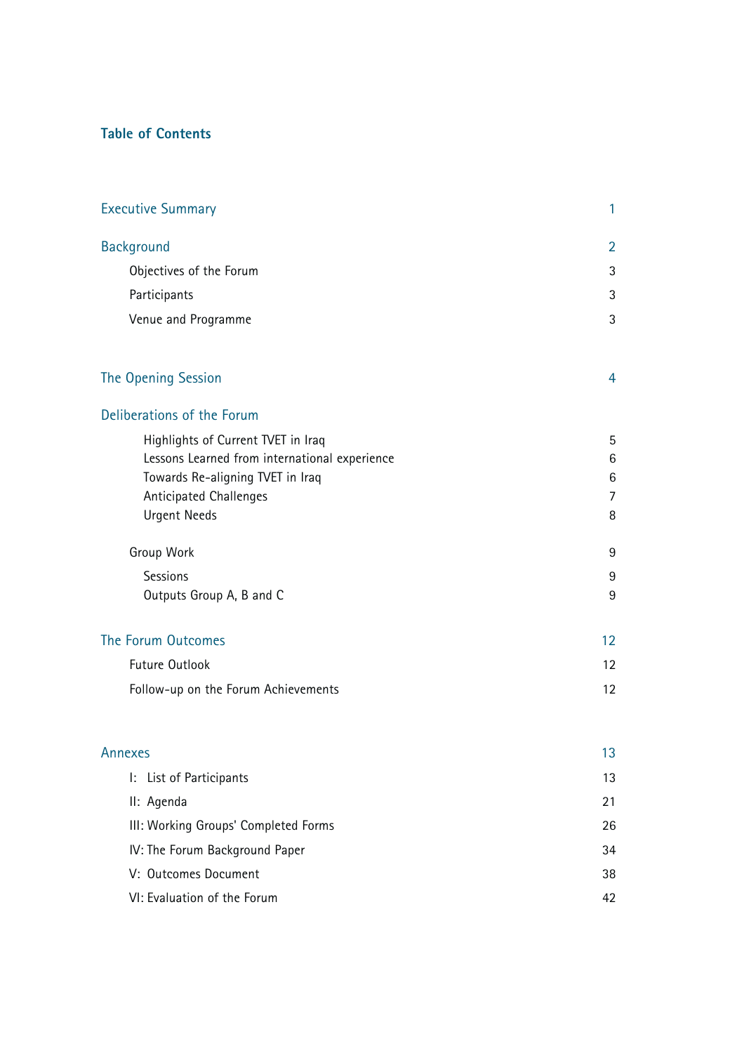# Table of Contents

| | |
|---|---|
| Executive Summary | 1 |
| Background | 2 |
| Objectives of the Forum | 3 |
| Participants | 3 |
| Venue and Programme | 3 |
| The Opening Session | 4 |
| Deliberations of the Forum | |
| Highlights of Current TVET in Iraq | 5 |
| Lessons Learned from international experience | 6 |
| Towards Re-aligning TVET in Iraq | 6 |
| Anticipated Challenges | 7 |
| Urgent Needs | 8 |
| Group Work | 9 |
| Sessions | 9 |
| Outputs Group A, B and C | 9 |
| The Forum Outcomes | 12 |
| Future Outlook | 12 |
| Follow-up on the Forum Achievements | 12 |
| Annexes | 13 |
| I: List of Participants | 13 |
| II: Agenda | 21 |
| III: Working Groups' Completed Forms | 26 |
| IV: The Forum Background Paper | 34 |
| V: Outcomes Document | 38 |
| VI: Evaluation of the Forum | 42 |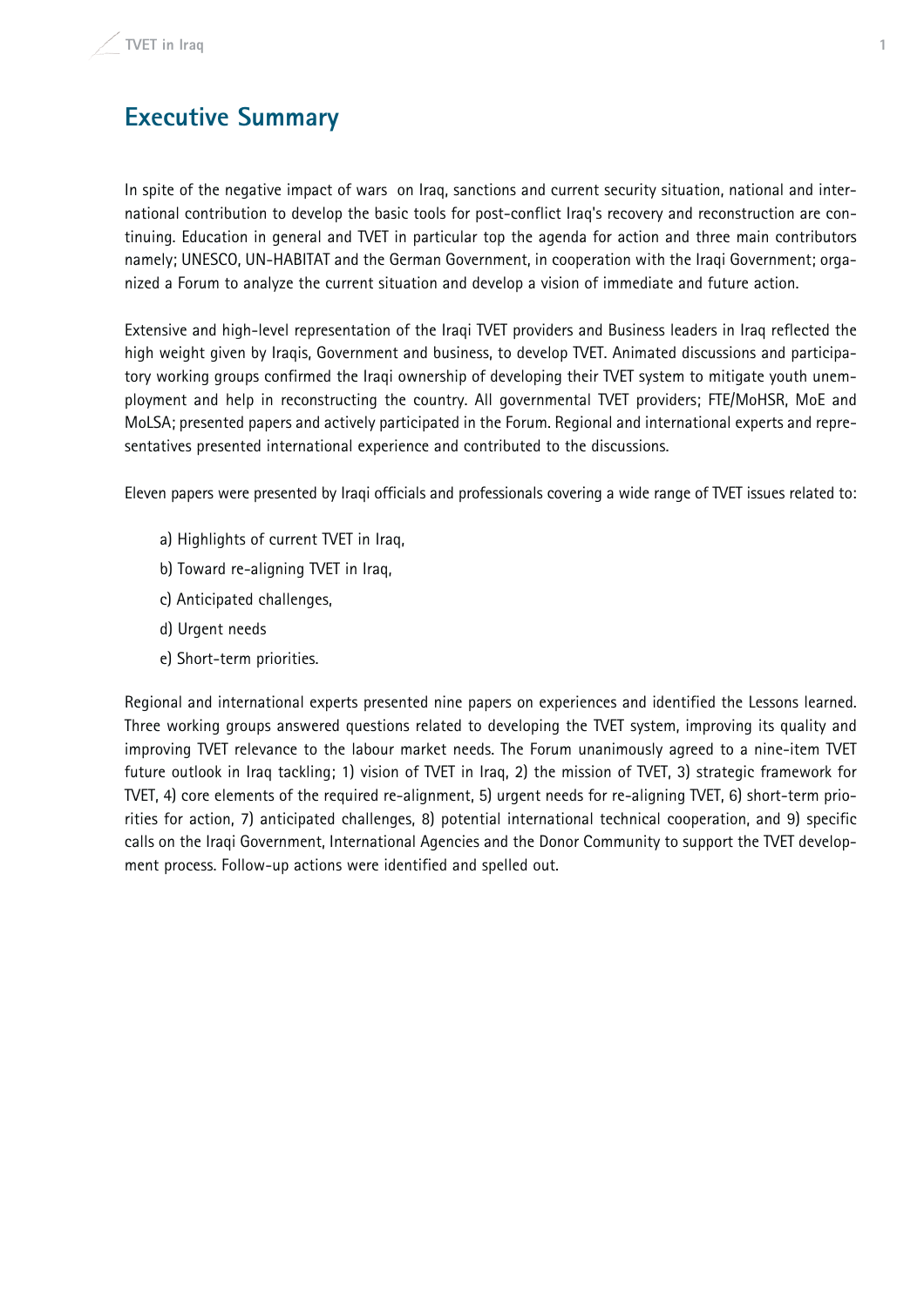# Executive Summary

In spite of the negative impact of wars on Iraq, sanctions and current security situation, national and international contribution to develop the basic tools for post-conflict Iraq's recovery and reconstruction are continuing. Education in general and TVET in particular top the agenda for action and three main contributors namely; UNESCO, UN-HABITAT and the German Government, in cooperation with the Iraqi Government; organized a Forum to analyze the current situation and develop a vision of immediate and future action.

Extensive and high-level representation of the Iraqi TVET providers and Business leaders in Iraq reflected the high weight given by Iraqis, Government and business, to develop TVET. Animated discussions and participatory working groups confirmed the Iraqi ownership of developing their TVET system to mitigate youth unemployment and help in reconstructing the country. All governmental TVET providers; FTE/MoHSR, MoE and MoLSA; presented papers and actively participated in the Forum. Regional and international experts and representatives presented international experience and contributed to the discussions.

Eleven papers were presented by Iraqi officials and professionals covering a wide range of TVET issues related to:

a) Highlights of current TVET in Iraq,

b) Toward re-aligning TVET in Iraq,

c) Anticipated challenges,

d) Urgent needs

e) Short-term priorities.

Regional and international experts presented nine papers on experiences and identified the Lessons learned. Three working groups answered questions related to developing the TVET system, improving its quality and improving TVET relevance to the labour market needs. The Forum unanimously agreed to a nine-item TVET future outlook in Iraq tackling; 1) vision of TVET in Iraq, 2) the mission of TVET, 3) strategic framework for TVET, 4) core elements of the required re-alignment, 5) urgent needs for re-aligning TVET, 6) short-term priorities for action, 7) anticipated challenges, 8) potential international technical cooperation, and 9) specific calls on the Iraqi Government, International Agencies and the Donor Community to support the TVET development process. Follow-up actions were identified and spelled out.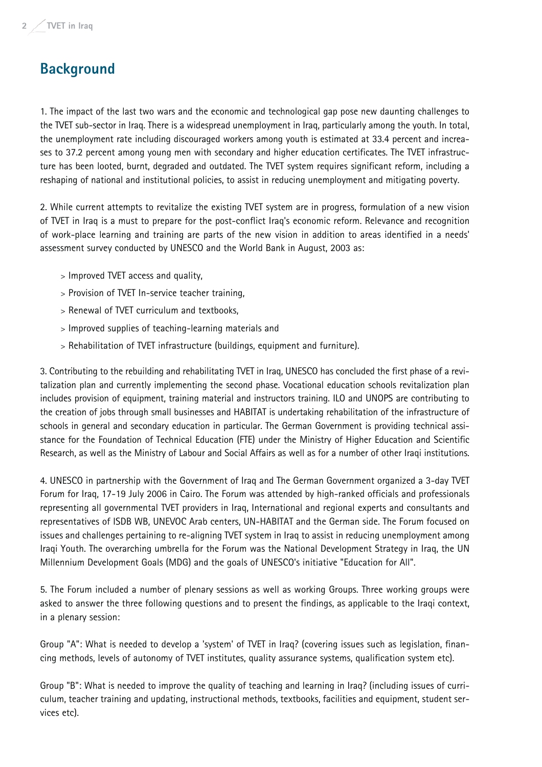## Background

1. The impact of the last two wars and the economic and technological gap pose new daunting challenges to the TVET sub-sector in Iraq. There is a widespread unemployment in Iraq, particularly among the youth. In total, the unemployment rate including discouraged workers among youth is estimated at 33.4 percent and increases to 37.2 percent among young men with secondary and higher education certificates. The TVET infrastructure has been looted, burnt, degraded and outdated. The TVET system requires significant reform, including a reshaping of national and institutional policies, to assist in reducing unemployment and mitigating poverty.

2. While current attempts to revitalize the existing TVET system are in progress, formulation of a new vision of TVET in Iraq is a must to prepare for the post-conflict Iraq's economic reform. Relevance and recognition of work-place learning and training are parts of the new vision in addition to areas identified in a needs' assessment survey conducted by UNESCO and the World Bank in August, 2003 as:

> Improved TVET access and quality,

> Provision of TVET In-service teacher training,

> Renewal of TVET curriculum and textbooks,

> Improved supplies of teaching-learning materials and

> Rehabilitation of TVET infrastructure (buildings, equipment and furniture).

3. Contributing to the rebuilding and rehabilitating TVET in Iraq, UNESCO has concluded the first phase of a revitalization plan and currently implementing the second phase. Vocational education schools revitalization plan includes provision of equipment, training material and instructors training. ILO and UNOPS are contributing to the creation of jobs through small businesses and HABITAT is undertaking rehabilitation of the infrastructure of schools in general and secondary education in particular. The German Government is providing technical assistance for the Foundation of Technical Education (FTE) under the Ministry of Higher Education and Scientific Research, as well as the Ministry of Labour and Social Affairs as well as for a number of other Iraqi institutions.

4. UNESCO in partnership with the Government of Iraq and The German Government organized a 3-day TVET Forum for Iraq, 17-19 July 2006 in Cairo. The Forum was attended by high-ranked officials and professionals representing all governmental TVET providers in Iraq, International and regional experts and consultants and representatives of ISDB WB, UNEVOC Arab centers, UN-HABITAT and the German side. The Forum focused on issues and challenges pertaining to re-aligning TVET system in Iraq to assist in reducing unemployment among Iraqi Youth. The overarching umbrella for the Forum was the National Development Strategy in Iraq, the UN Millennium Development Goals (MDG) and the goals of UNESCO's initiative "Education for All".

5. The Forum included a number of plenary sessions as well as working Groups. Three working groups were asked to answer the three following questions and to present the findings, as applicable to the Iraqi context, in a plenary session:

Group "A": What is needed to develop a 'system' of TVET in Iraq? (covering issues such as legislation, financing methods, levels of autonomy of TVET institutes, quality assurance systems, qualification system etc).

Group "B": What is needed to improve the quality of teaching and learning in Iraq? (including issues of curriculum, teacher training and updating, instructional methods, textbooks, facilities and equipment, student services etc).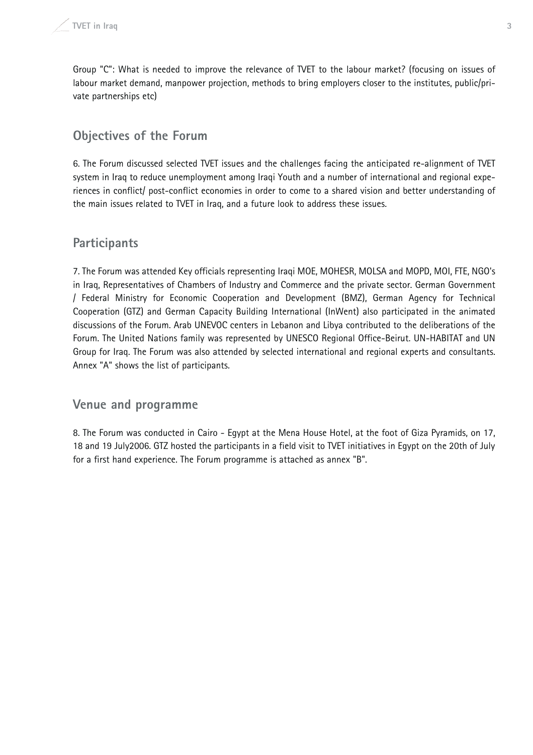Group "C": What is needed to improve the relevance of TVET to the labour market? (focusing on issues of labour market demand, manpower projection, methods to bring employers closer to the institutes, public/private partnerships etc)

## Objectives of the Forum

6. The Forum discussed selected TVET issues and the challenges facing the anticipated re-alignment of TVET system in Iraq to reduce unemployment among Iraqi Youth and a number of international and regional experiences in conflict/ post-conflict economies in order to come to a shared vision and better understanding of the main issues related to TVET in Iraq, and a future look to address these issues.

## Participants

7. The Forum was attended Key officials representing Iraqi MOE, MOHESR, MOLSA and MOPD, MOI, FTE, NGO's in Iraq, Representatives of Chambers of Industry and Commerce and the private sector. German Government / Federal Ministry for Economic Cooperation and Development (BMZ), German Agency for Technical Cooperation (GTZ) and German Capacity Building International (InWent) also participated in the animated discussions of the Forum. Arab UNEVOC centers in Lebanon and Libya contributed to the deliberations of the Forum. The United Nations family was represented by UNESCO Regional Office-Beirut. UN-HABITAT and UN Group for Iraq. The Forum was also attended by selected international and regional experts and consultants. Annex "A" shows the list of participants.

## Venue and programme

8. The Forum was conducted in Cairo - Egypt at the Mena House Hotel, at the foot of Giza Pyramids, on 17, 18 and 19 July2006. GTZ hosted the participants in a field visit to TVET initiatives in Egypt on the 20th of July for a first hand experience. The Forum programme is attached as annex "B".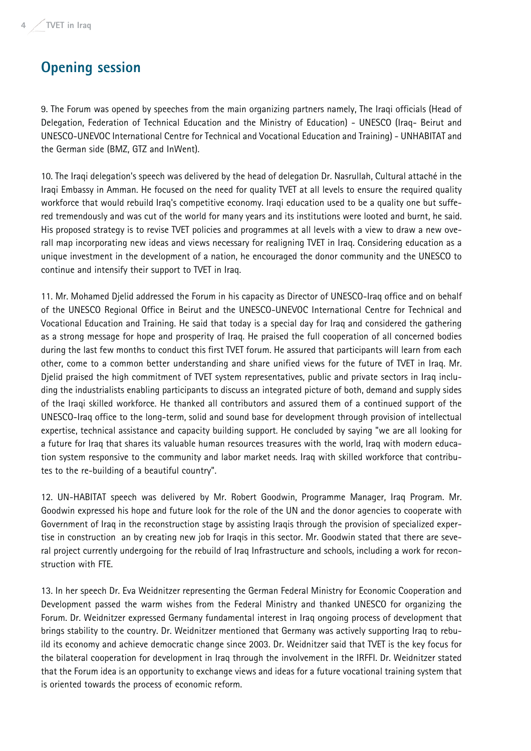## Opening session

9. The Forum was opened by speeches from the main organizing partners namely, The Iraqi officials (Head of Delegation, Federation of Technical Education and the Ministry of Education) - UNESCO (Iraq- Beirut and UNESCO-UNEVOC International Centre for Technical and Vocational Education and Training) - UNHABITAT and the German side (BMZ, GTZ and InWent).

10. The Iraqi delegation's speech was delivered by the head of delegation Dr. Nasrullah, Cultural attaché in the Iraqi Embassy in Amman. He focused on the need for quality TVET at all levels to ensure the required quality workforce that would rebuild Iraq's competitive economy. Iraqi education used to be a quality one but suffered tremendously and was cut of the world for many years and its institutions were looted and burnt, he said. His proposed strategy is to revise TVET policies and programmes at all levels with a view to draw a new overall map incorporating new ideas and views necessary for realigning TVET in Iraq. Considering education as a unique investment in the development of a nation, he encouraged the donor community and the UNESCO to continue and intensify their support to TVET in Iraq.

11. Mr. Mohamed Djelid addressed the Forum in his capacity as Director of UNESCO-Iraq office and on behalf of the UNESCO Regional Office in Beirut and the UNESCO-UNEVOC International Centre for Technical and Vocational Education and Training. He said that today is a special day for Iraq and considered the gathering as a strong message for hope and prosperity of Iraq. He praised the full cooperation of all concerned bodies during the last few months to conduct this first TVET forum. He assured that participants will learn from each other, come to a common better understanding and share unified views for the future of TVET in Iraq. Mr. Djelid praised the high commitment of TVET system representatives, public and private sectors in Iraq including the industrialists enabling participants to discuss an integrated picture of both, demand and supply sides of the Iraqi skilled workforce. He thanked all contributors and assured them of a continued support of the UNESCO-Iraq office to the long-term, solid and sound base for development through provision of intellectual expertise, technical assistance and capacity building support. He concluded by saying "we are all looking for a future for Iraq that shares its valuable human resources treasures with the world, Iraq with modern education system responsive to the community and labor market needs. Iraq with skilled workforce that contributes to the re-building of a beautiful country".

12. UN-HABITAT speech was delivered by Mr. Robert Goodwin, Programme Manager, Iraq Program. Mr. Goodwin expressed his hope and future look for the role of the UN and the donor agencies to cooperate with Government of Iraq in the reconstruction stage by assisting Iraqis through the provision of specialized expertise in construction an by creating new job for Iraqis in this sector. Mr. Goodwin stated that there are several project currently undergoing for the rebuild of Iraq Infrastructure and schools, including a work for reconstruction with FTE.

13. In her speech Dr. Eva Weidnitzer representing the German Federal Ministry for Economic Cooperation and Development passed the warm wishes from the Federal Ministry and thanked UNESCO for organizing the Forum. Dr. Weidnitzer expressed Germany fundamental interest in Iraq ongoing process of development that brings stability to the country. Dr. Weidnitzer mentioned that Germany was actively supporting Iraq to rebuild its economy and achieve democratic change since 2003. Dr. Weidnitzer said that TVET is the key focus for the bilateral cooperation for development in Iraq through the involvement in the IRFFI. Dr. Weidnitzer stated that the Forum idea is an opportunity to exchange views and ideas for a future vocational training system that is oriented towards the process of economic reform.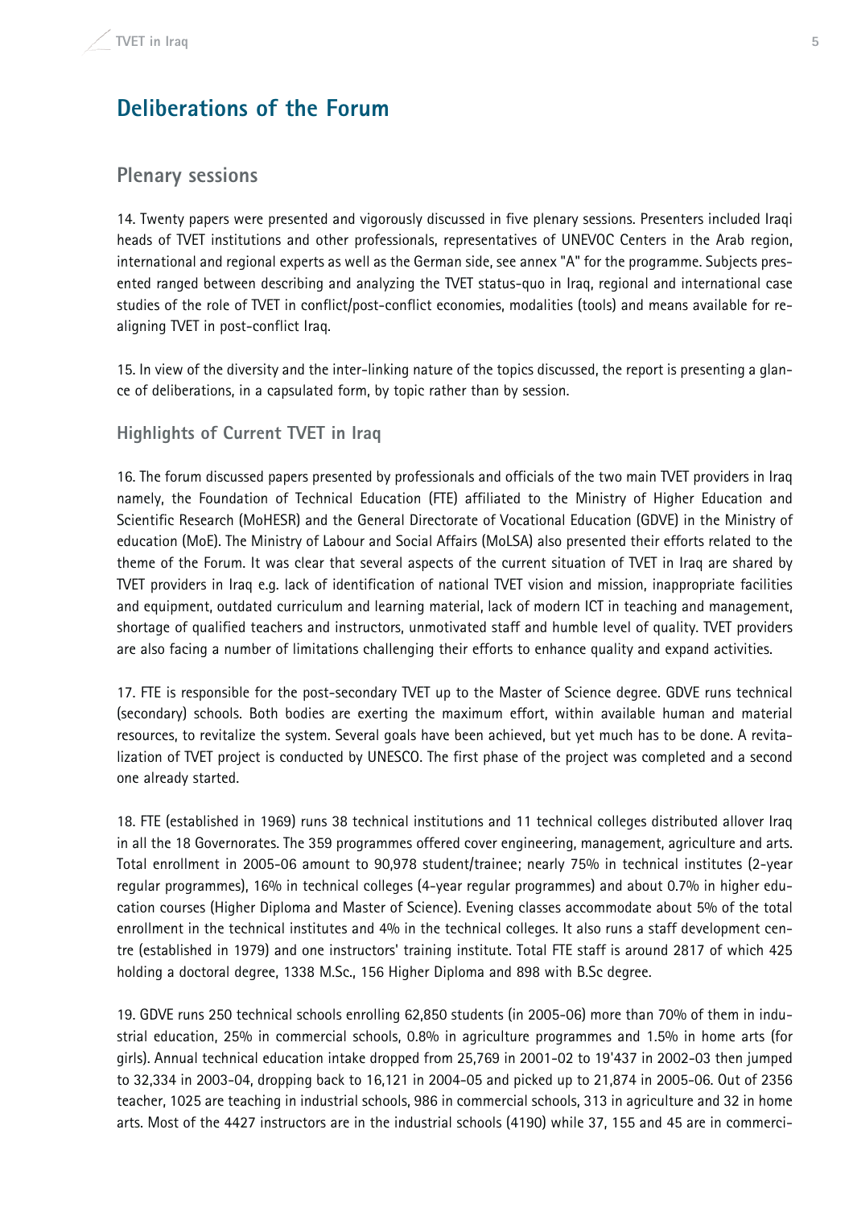# Deliberations of the Forum

## Plenary sessions

14. Twenty papers were presented and vigorously discussed in five plenary sessions. Presenters included Iraqi heads of TVET institutions and other professionals, representatives of UNEVOC Centers in the Arab region, international and regional experts as well as the German side, see annex "A" for the programme. Subjects presented ranged between describing and analyzing the TVET status-quo in Iraq, regional and international case studies of the role of TVET in conflict/post-conflict economies, modalities (tools) and means available for re-aligning TVET in post-conflict Iraq.

15. In view of the diversity and the inter-linking nature of the topics discussed, the report is presenting a glance of deliberations, in a capsulated form, by topic rather than by session.

### Highlights of Current TVET in Iraq

16. The forum discussed papers presented by professionals and officials of the two main TVET providers in Iraq namely, the Foundation of Technical Education (FTE) affiliated to the Ministry of Higher Education and Scientific Research (MoHESR) and the General Directorate of Vocational Education (GDVE) in the Ministry of education (MoE). The Ministry of Labour and Social Affairs (MoLSA) also presented their efforts related to the theme of the Forum. It was clear that several aspects of the current situation of TVET in Iraq are shared by TVET providers in Iraq e.g. lack of identification of national TVET vision and mission, inappropriate facilities and equipment, outdated curriculum and learning material, lack of modern ICT in teaching and management, shortage of qualified teachers and instructors, unmotivated staff and humble level of quality. TVET providers are also facing a number of limitations challenging their efforts to enhance quality and expand activities.

17. FTE is responsible for the post-secondary TVET up to the Master of Science degree. GDVE runs technical (secondary) schools. Both bodies are exerting the maximum effort, within available human and material resources, to revitalize the system. Several goals have been achieved, but yet much has to be done. A revitalization of TVET project is conducted by UNESCO. The first phase of the project was completed and a second one already started.

18. FTE (established in 1969) runs 38 technical institutions and 11 technical colleges distributed allover Iraq in all the 18 Governorates. The 359 programmes offered cover engineering, management, agriculture and arts. Total enrollment in 2005-06 amount to 90,978 student/trainee; nearly 75% in technical institutes (2-year regular programmes), 16% in technical colleges (4-year regular programmes) and about 0.7% in higher education courses (Higher Diploma and Master of Science). Evening classes accommodate about 5% of the total enrollment in the technical institutes and 4% in the technical colleges. It also runs a staff development centre (established in 1979) and one instructors' training institute. Total FTE staff is around 2817 of which 425 holding a doctoral degree, 1338 M.Sc., 156 Higher Diploma and 898 with B.Sc degree.

19. GDVE runs 250 technical schools enrolling 62,850 students (in 2005-06) more than 70% of them in industrial education, 25% in commercial schools, 0.8% in agriculture programmes and 1.5% in home arts (for girls). Annual technical education intake dropped from 25,769 in 2001-02 to 19'437 in 2002-03 then jumped to 32,334 in 2003-04, dropping back to 16,121 in 2004-05 and picked up to 21,874 in 2005-06. Out of 2356 teacher, 1025 are teaching in industrial schools, 986 in commercial schools, 313 in agriculture and 32 in home arts. Most of the 4427 instructors are in the industrial schools (4190) while 37, 155 and 45 are in commerci-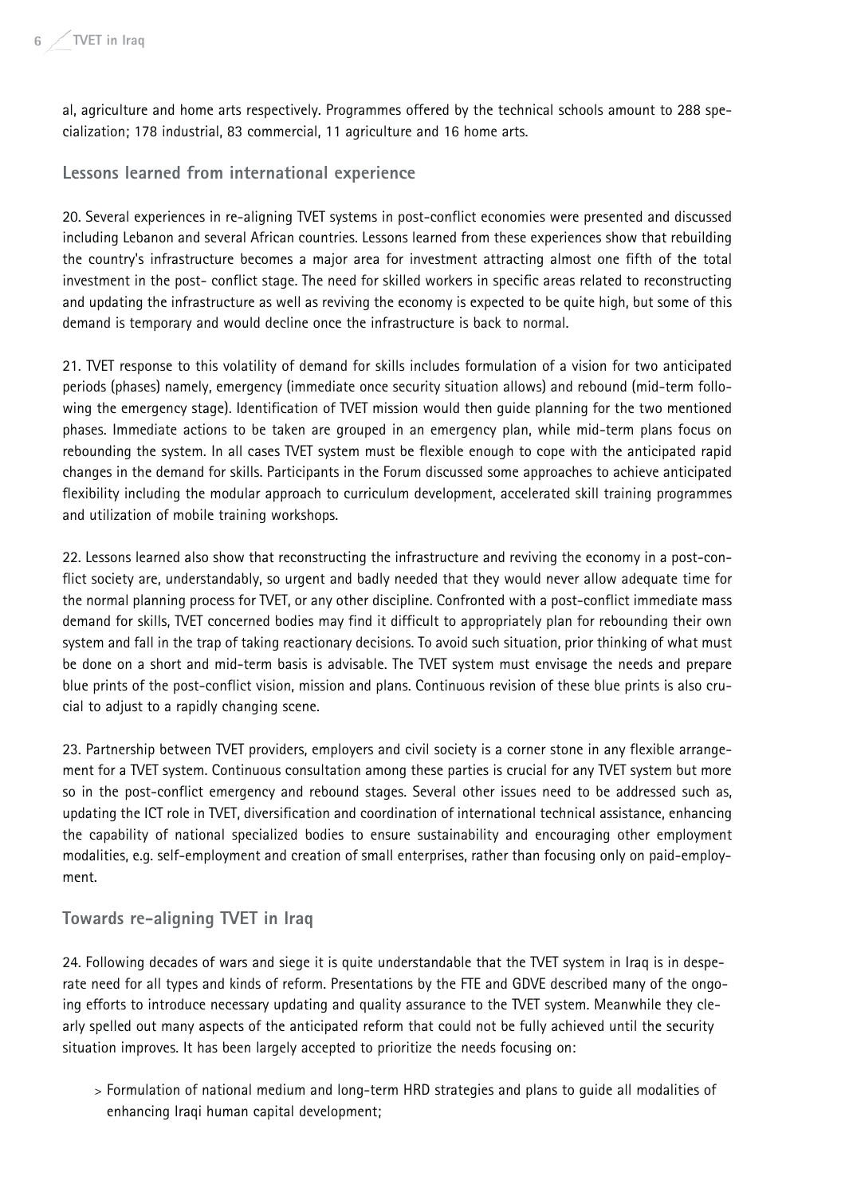al, agriculture and home arts respectively. Programmes offered by the technical schools amount to 288 specialization; 178 industrial, 83 commercial, 11 agriculture and 16 home arts.

## Lessons learned from international experience

20. Several experiences in re-aligning TVET systems in post-conflict economies were presented and discussed including Lebanon and several African countries. Lessons learned from these experiences show that rebuilding the country's infrastructure becomes a major area for investment attracting almost one fifth of the total investment in the post- conflict stage. The need for skilled workers in specific areas related to reconstructing and updating the infrastructure as well as reviving the economy is expected to be quite high, but some of this demand is temporary and would decline once the infrastructure is back to normal.

21. TVET response to this volatility of demand for skills includes formulation of a vision for two anticipated periods (phases) namely, emergency (immediate once security situation allows) and rebound (mid-term following the emergency stage). Identification of TVET mission would then guide planning for the two mentioned phases. Immediate actions to be taken are grouped in an emergency plan, while mid-term plans focus on rebounding the system. In all cases TVET system must be flexible enough to cope with the anticipated rapid changes in the demand for skills. Participants in the Forum discussed some approaches to achieve anticipated flexibility including the modular approach to curriculum development, accelerated skill training programmes and utilization of mobile training workshops.

22. Lessons learned also show that reconstructing the infrastructure and reviving the economy in a post-conflict society are, understandably, so urgent and badly needed that they would never allow adequate time for the normal planning process for TVET, or any other discipline. Confronted with a post-conflict immediate mass demand for skills, TVET concerned bodies may find it difficult to appropriately plan for rebounding their own system and fall in the trap of taking reactionary decisions. To avoid such situation, prior thinking of what must be done on a short and mid-term basis is advisable. The TVET system must envisage the needs and prepare blue prints of the post-conflict vision, mission and plans. Continuous revision of these blue prints is also crucial to adjust to a rapidly changing scene.

23. Partnership between TVET providers, employers and civil society is a corner stone in any flexible arrangement for a TVET system. Continuous consultation among these parties is crucial for any TVET system but more so in the post-conflict emergency and rebound stages. Several other issues need to be addressed such as, updating the ICT role in TVET, diversification and coordination of international technical assistance, enhancing the capability of national specialized bodies to ensure sustainability and encouraging other employment modalities, e.g. self-employment and creation of small enterprises, rather than focusing only on paid-employment.

## Towards re-aligning TVET in Iraq

24. Following decades of wars and siege it is quite understandable that the TVET system in Iraq is in desperate need for all types and kinds of reform. Presentations by the FTE and GDVE described many of the ongoing efforts to introduce necessary updating and quality assurance to the TVET system. Meanwhile they clearly spelled out many aspects of the anticipated reform that could not be fully achieved until the security situation improves. It has been largely accepted to prioritize the needs focusing on:

- Formulation of national medium and long-term HRD strategies and plans to guide all modalities of enhancing Iraqi human capital development;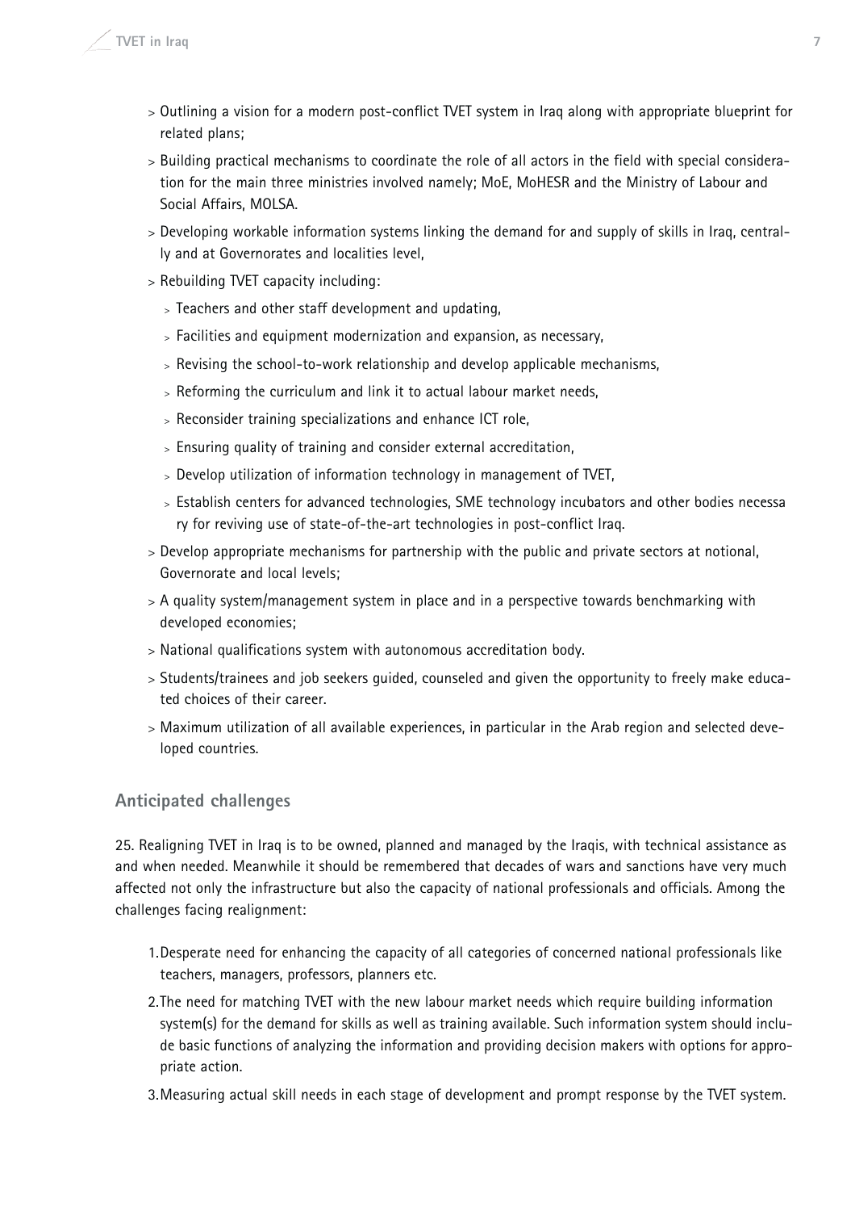- Outlining a vision for a modern post-conflict TVET system in Iraq along with appropriate blueprint for related plans;
- Building practical mechanisms to coordinate the role of all actors in the field with special consideration for the main three ministries involved namely; MoE, MoHESR and the Ministry of Labour and Social Affairs, MOLSA.
- Developing workable information systems linking the demand for and supply of skills in Iraq, centrally and at Governorates and localities level,
- Rebuilding TVET capacity including:
  - Teachers and other staff development and updating,
  - Facilities and equipment modernization and expansion, as necessary,
  - Revising the school-to-work relationship and develop applicable mechanisms,
  - Reforming the curriculum and link it to actual labour market needs,
  - Reconsider training specializations and enhance ICT role,
  - Ensuring quality of training and consider external accreditation,
  - Develop utilization of information technology in management of TVET,
  - Establish centers for advanced technologies, SME technology incubators and other bodies necessary for reviving use of state-of-the-art technologies in post-conflict Iraq.
- Develop appropriate mechanisms for partnership with the public and private sectors at notional, Governorate and local levels;
- A quality system/management system in place and in a perspective towards benchmarking with developed economies;
- National qualifications system with autonomous accreditation body.
- Students/trainees and job seekers guided, counseled and given the opportunity to freely make educated choices of their career.
- Maximum utilization of all available experiences, in particular in the Arab region and selected developed countries.

## Anticipated challenges

25. Realigning TVET in Iraq is to be owned, planned and managed by the Iraqis, with technical assistance as and when needed. Meanwhile it should be remembered that decades of wars and sanctions have very much affected not only the infrastructure but also the capacity of national professionals and officials. Among the challenges facing realignment:

1. Desperate need for enhancing the capacity of all categories of concerned national professionals like teachers, managers, professors, planners etc.
2. The need for matching TVET with the new labour market needs which require building information system(s) for the demand for skills as well as training available. Such information system should include basic functions of analyzing the information and providing decision makers with options for appropriate action.
3. Measuring actual skill needs in each stage of development and prompt response by the TVET system.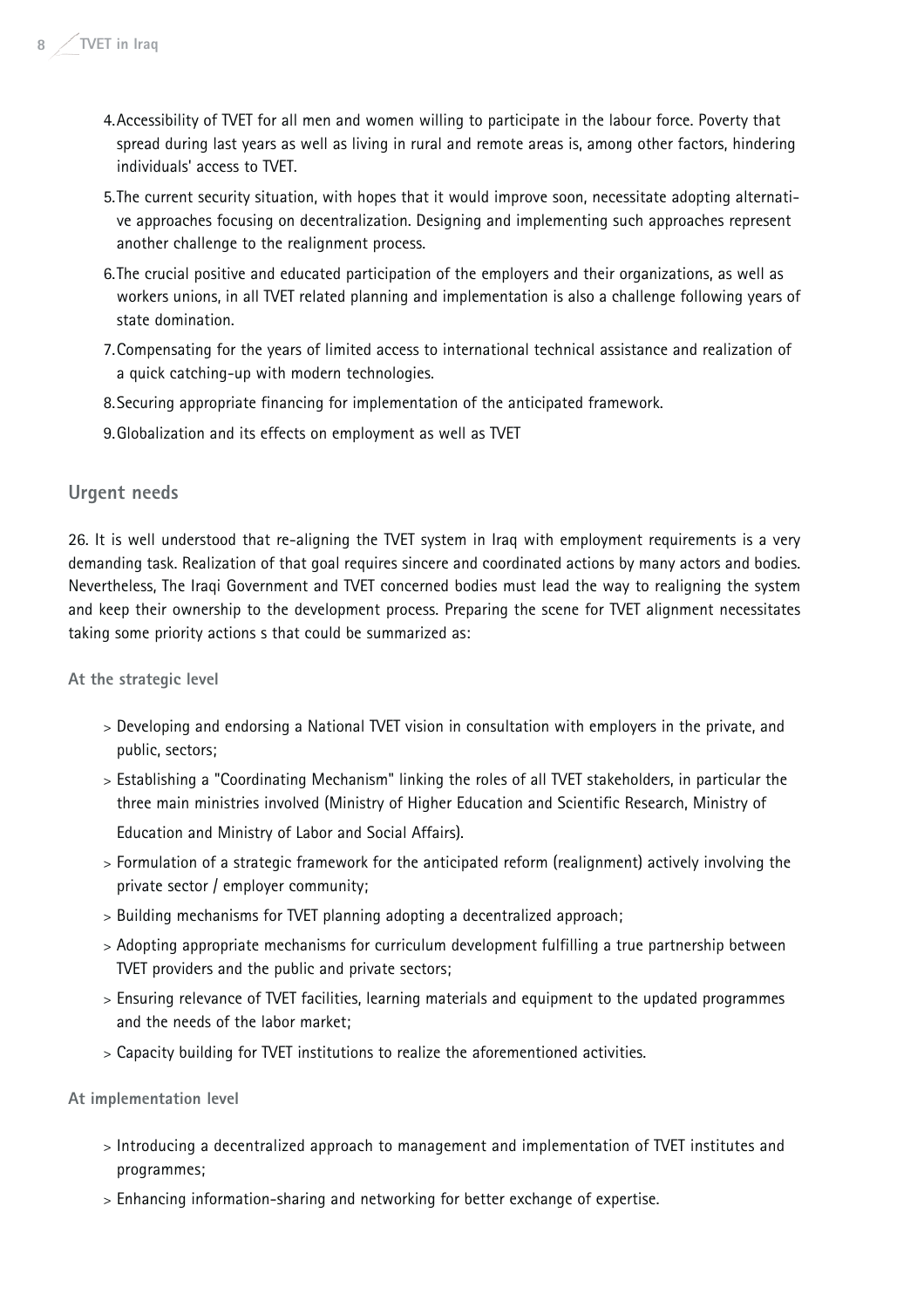4. Accessibility of TVET for all men and women willing to participate in the labour force. Poverty that spread during last years as well as living in rural and remote areas is, among other factors, hindering individuals' access to TVET.
5. The current security situation, with hopes that it would improve soon, necessitate adopting alternative approaches focusing on decentralization. Designing and implementing such approaches represent another challenge to the realignment process.
6. The crucial positive and educated participation of the employers and their organizations, as well as workers unions, in all TVET related planning and implementation is also a challenge following years of state domination.
7. Compensating for the years of limited access to international technical assistance and realization of a quick catching-up with modern technologies.
8. Securing appropriate financing for implementation of the anticipated framework.
9. Globalization and its effects on employment as well as TVET

## Urgent needs

26. It is well understood that re-aligning the TVET system in Iraq with employment requirements is a very demanding task. Realization of that goal requires sincere and coordinated actions by many actors and bodies. Nevertheless, The Iraqi Government and TVET concerned bodies must lead the way to realigning the system and keep their ownership to the development process. Preparing the scene for TVET alignment necessitates taking some priority actions s that could be summarized as:

#### At the strategic level

- Developing and endorsing a National TVET vision in consultation with employers in the private, and public, sectors;
- Establishing a "Coordinating Mechanism" linking the roles of all TVET stakeholders, in particular the three main ministries involved (Ministry of Higher Education and Scientific Research, Ministry of Education and Ministry of Labor and Social Affairs).
- Formulation of a strategic framework for the anticipated reform (realignment) actively involving the private sector / employer community;
- Building mechanisms for TVET planning adopting a decentralized approach;
- Adopting appropriate mechanisms for curriculum development fulfilling a true partnership between TVET providers and the public and private sectors;
- Ensuring relevance of TVET facilities, learning materials and equipment to the updated programmes and the needs of the labor market;
- Capacity building for TVET institutions to realize the aforementioned activities.

#### At implementation level

- Introducing a decentralized approach to management and implementation of TVET institutes and programmes;
- Enhancing information-sharing and networking for better exchange of expertise.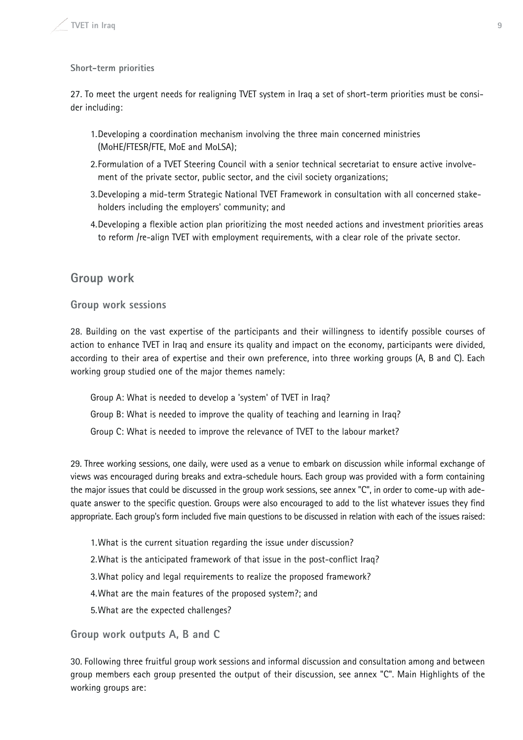**Short-term priorities**

27. To meet the urgent needs for realigning TVET system in Iraq a set of short-term priorities must be consider including:

1. Developing a coordination mechanism involving the three main concerned ministries (MoHE/FTESR/FTE, MoE and MoLSA);
2. Formulation of a TVET Steering Council with a senior technical secretariat to ensure active involvement of the private sector, public sector, and the civil society organizations;
3. Developing a mid-term Strategic National TVET Framework in consultation with all concerned stakeholders including the employers' community; and
4. Developing a flexible action plan prioritizing the most needed actions and investment priorities areas to reform /re-align TVET with employment requirements, with a clear role of the private sector.

## Group work

### Group work sessions

28. Building on the vast expertise of the participants and their willingness to identify possible courses of action to enhance TVET in Iraq and ensure its quality and impact on the economy, participants were divided, according to their area of expertise and their own preference, into three working groups (A, B and C). Each working group studied one of the major themes namely:

Group A: What is needed to develop a 'system' of TVET in Iraq?

Group B: What is needed to improve the quality of teaching and learning in Iraq?

Group C: What is needed to improve the relevance of TVET to the labour market?

29. Three working sessions, one daily, were used as a venue to embark on discussion while informal exchange of views was encouraged during breaks and extra-schedule hours. Each group was provided with a form containing the major issues that could be discussed in the group work sessions, see annex "C", in order to come-up with adequate answer to the specific question. Groups were also encouraged to add to the list whatever issues they find appropriate. Each group's form included five main questions to be discussed in relation with each of the issues raised:

1. What is the current situation regarding the issue under discussion?
2. What is the anticipated framework of that issue in the post-conflict Iraq?
3. What policy and legal requirements to realize the proposed framework?
4. What are the main features of the proposed system?; and
5. What are the expected challenges?

### Group work outputs A, B and C

30. Following three fruitful group work sessions and informal discussion and consultation among and between group members each group presented the output of their discussion, see annex "C". Main Highlights of the working groups are: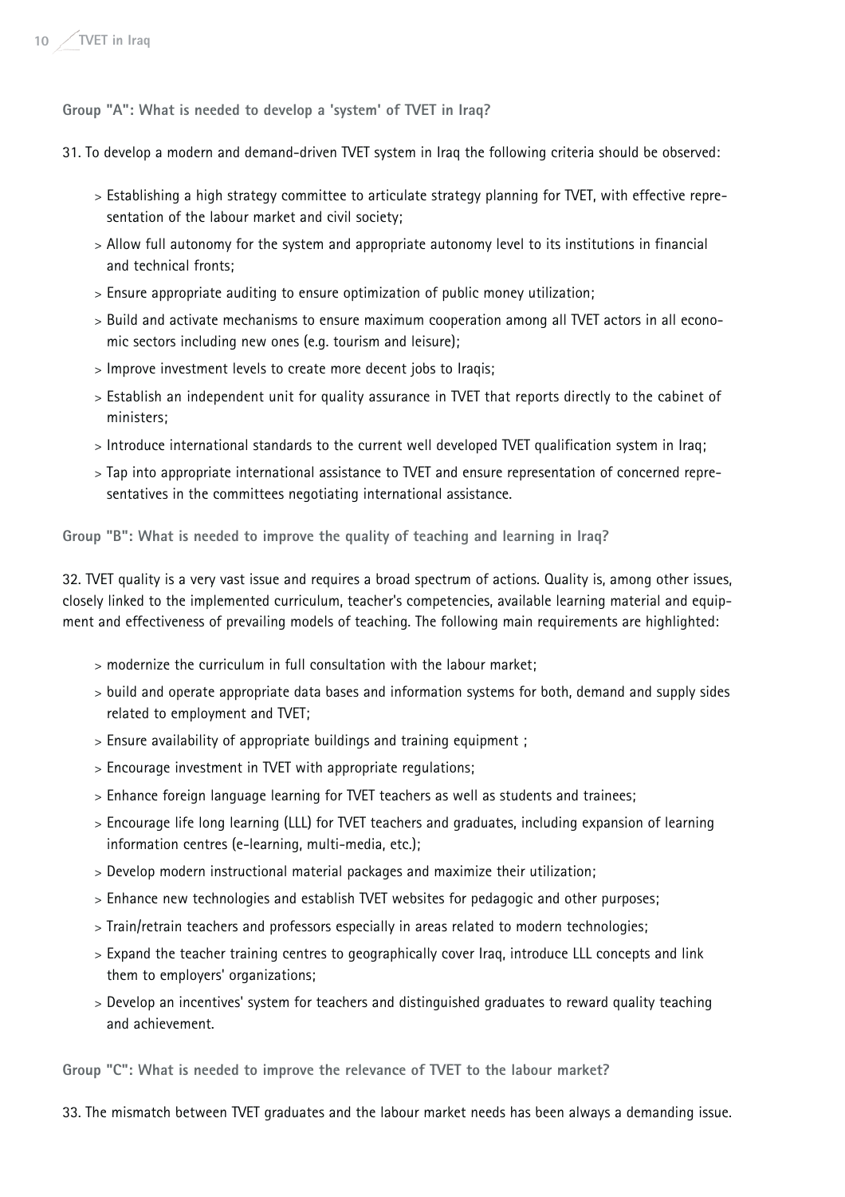**Group "A": What is needed to develop a 'system' of TVET in Iraq?**

31. To develop a modern and demand-driven TVET system in Iraq the following criteria should be observed:

- Establishing a high strategy committee to articulate strategy planning for TVET, with effective representation of the labour market and civil society;
- Allow full autonomy for the system and appropriate autonomy level to its institutions in financial and technical fronts;
- Ensure appropriate auditing to ensure optimization of public money utilization;
- Build and activate mechanisms to ensure maximum cooperation among all TVET actors in all economic sectors including new ones (e.g. tourism and leisure);
- Improve investment levels to create more decent jobs to Iraqis;
- Establish an independent unit for quality assurance in TVET that reports directly to the cabinet of ministers;
- Introduce international standards to the current well developed TVET qualification system in Iraq;
- Tap into appropriate international assistance to TVET and ensure representation of concerned representatives in the committees negotiating international assistance.

**Group "B": What is needed to improve the quality of teaching and learning in Iraq?**

32. TVET quality is a very vast issue and requires a broad spectrum of actions. Quality is, among other issues, closely linked to the implemented curriculum, teacher's competencies, available learning material and equipment and effectiveness of prevailing models of teaching. The following main requirements are highlighted:

- modernize the curriculum in full consultation with the labour market;
- build and operate appropriate data bases and information systems for both, demand and supply sides related to employment and TVET;
- Ensure availability of appropriate buildings and training equipment ;
- Encourage investment in TVET with appropriate regulations;
- Enhance foreign language learning for TVET teachers as well as students and trainees;
- Encourage life long learning (LLL) for TVET teachers and graduates, including expansion of learning information centres (e-learning, multi-media, etc.);
- Develop modern instructional material packages and maximize their utilization;
- Enhance new technologies and establish TVET websites for pedagogic and other purposes;
- Train/retrain teachers and professors especially in areas related to modern technologies;
- Expand the teacher training centres to geographically cover Iraq, introduce LLL concepts and link them to employers' organizations;
- Develop an incentives' system for teachers and distinguished graduates to reward quality teaching and achievement.

**Group "C": What is needed to improve the relevance of TVET to the labour market?**

33. The mismatch between TVET graduates and the labour market needs has been always a demanding issue.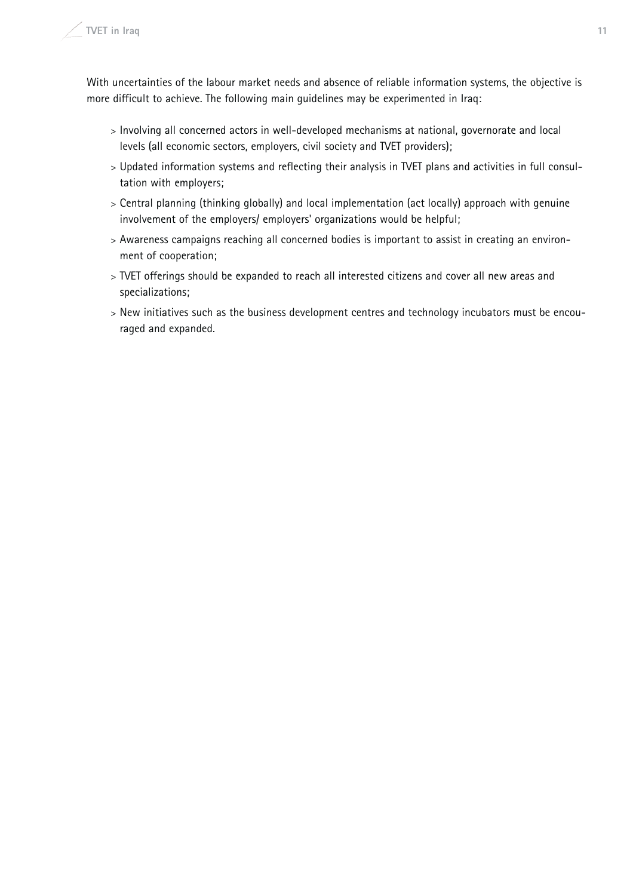With uncertainties of the labour market needs and absence of reliable information systems, the objective is more difficult to achieve. The following main guidelines may be experimented in Iraq:

- Involving all concerned actors in well-developed mechanisms at national, governorate and local levels (all economic sectors, employers, civil society and TVET providers);
- Updated information systems and reflecting their analysis in TVET plans and activities in full consultation with employers;
- Central planning (thinking globally) and local implementation (act locally) approach with genuine involvement of the employers/ employers' organizations would be helpful;
- Awareness campaigns reaching all concerned bodies is important to assist in creating an environment of cooperation;
- TVET offerings should be expanded to reach all interested citizens and cover all new areas and specializations;
- New initiatives such as the business development centres and technology incubators must be encouraged and expanded.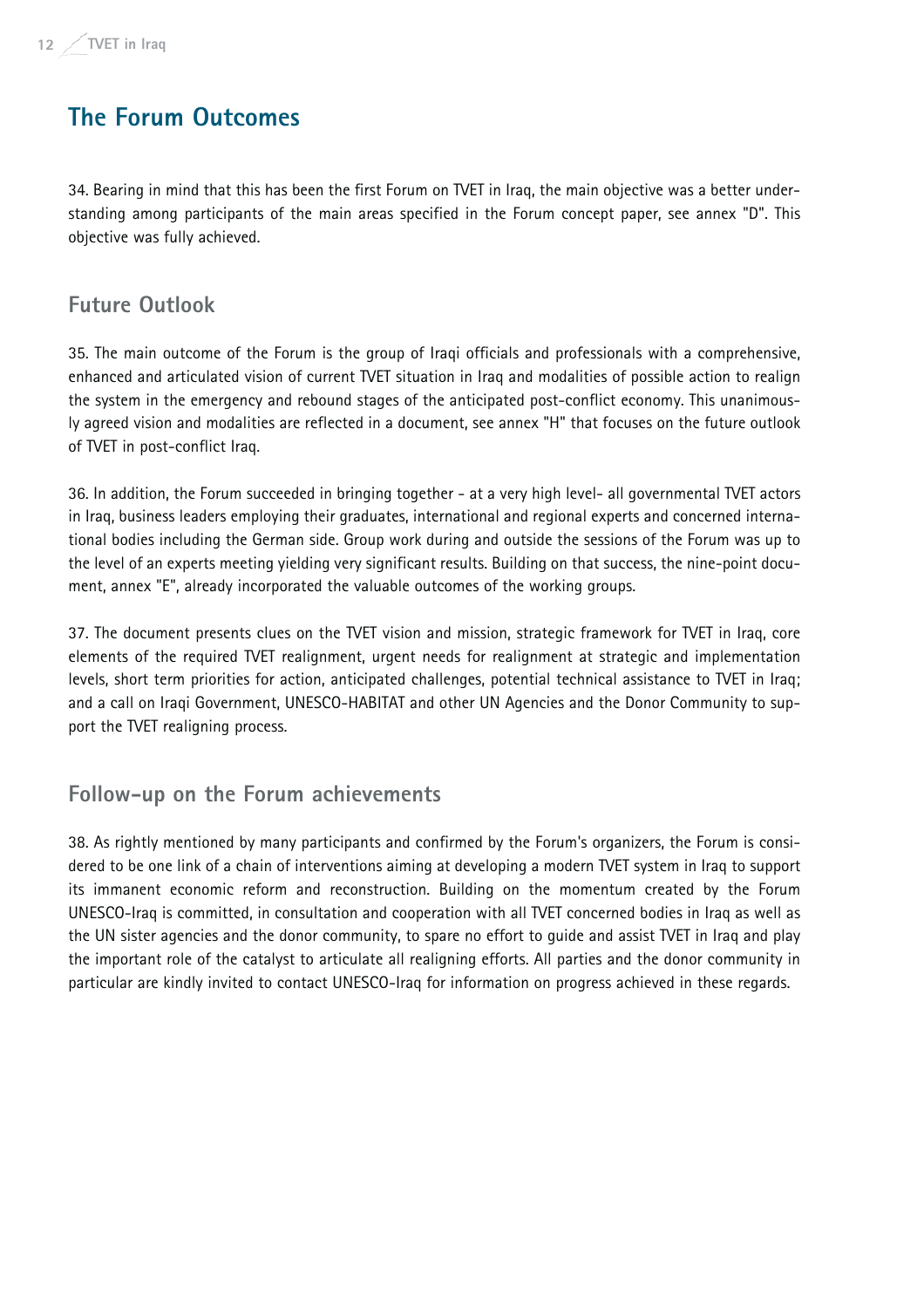## The Forum Outcomes

34. Bearing in mind that this has been the first Forum on TVET in Iraq, the main objective was a better understanding among participants of the main areas specified in the Forum concept paper, see annex "D". This objective was fully achieved.

### Future Outlook

35. The main outcome of the Forum is the group of Iraqi officials and professionals with a comprehensive, enhanced and articulated vision of current TVET situation in Iraq and modalities of possible action to realign the system in the emergency and rebound stages of the anticipated post-conflict economy. This unanimously agreed vision and modalities are reflected in a document, see annex "H" that focuses on the future outlook of TVET in post-conflict Iraq.

36. In addition, the Forum succeeded in bringing together - at a very high level- all governmental TVET actors in Iraq, business leaders employing their graduates, international and regional experts and concerned international bodies including the German side. Group work during and outside the sessions of the Forum was up to the level of an experts meeting yielding very significant results. Building on that success, the nine-point document, annex "E", already incorporated the valuable outcomes of the working groups.

37. The document presents clues on the TVET vision and mission, strategic framework for TVET in Iraq, core elements of the required TVET realignment, urgent needs for realignment at strategic and implementation levels, short term priorities for action, anticipated challenges, potential technical assistance to TVET in Iraq; and a call on Iraqi Government, UNESCO-HABITAT and other UN Agencies and the Donor Community to support the TVET realigning process.

### Follow-up on the Forum achievements

38. As rightly mentioned by many participants and confirmed by the Forum's organizers, the Forum is considered to be one link of a chain of interventions aiming at developing a modern TVET system in Iraq to support its immanent economic reform and reconstruction. Building on the momentum created by the Forum UNESCO-Iraq is committed, in consultation and cooperation with all TVET concerned bodies in Iraq as well as the UN sister agencies and the donor community, to spare no effort to guide and assist TVET in Iraq and play the important role of the catalyst to articulate all realigning efforts. All parties and the donor community in particular are kindly invited to contact UNESCO-Iraq for information on progress achieved in these regards.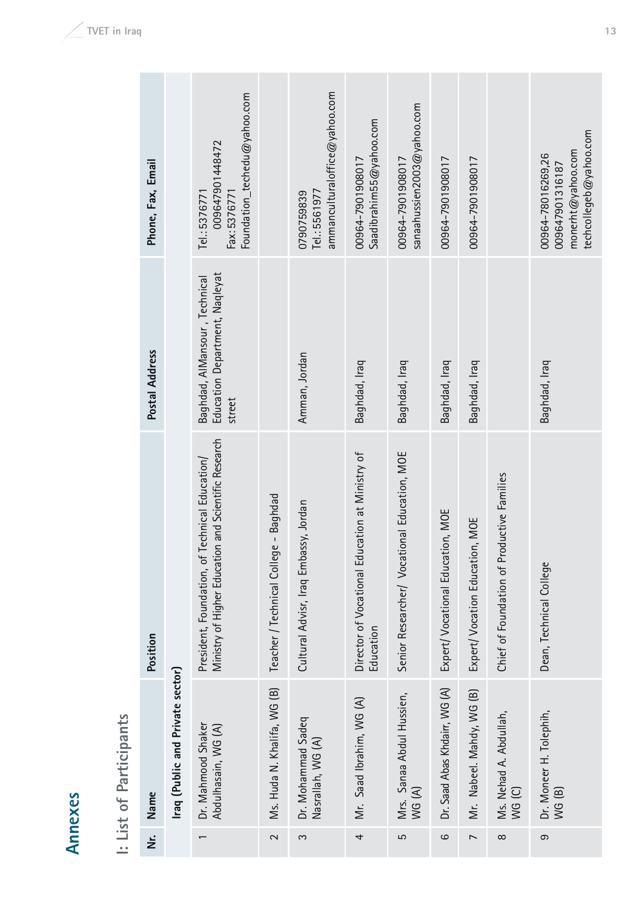# Annexes

## I: List of Participants

| Nr. | Name | Position | Postal Address | Phone, Fax, Email |
|---|---|---|---|---|
| | **Iraq (Public and Private sector)** | | | |
| 1 | Dr. Mahmood Shaker Abdulhasain, WG (A) | President, Foundation, of Technical Education/ Ministry of Higher Education and Scientific Research | Baghdad, AlMansour , Technical Education Department, Naqleyat street | Tel.:5376771 009647901448472 Fax:5376771 Foundation_techedu@yahoo.com |
| 2 | Ms. Huda N. Khalifa, WG (B) | Teacher / Technical College – Baghdad | | |
| 3 | Dr. Mohammad Sadeq Nasrallah, WG (A) | Cultural Advisr, Iraq Embassy, Jordan | Amman, Jordan | 0790759839 Tel.:5561977 ammanculturaloffice@yahoo.com |
| 4 | Mr. Saad Ibrahim, WG (A) | Director of Vocational Education at Ministry of Education | Baghdad, Iraq | 00964-7901908017 Saadibrahim55@yahoo.com |
| 5 | Mrs. Sanaa Abdul Hussien, WG (A) | Senior Researcher/ Vocational Education, MOE | Baghdad, Iraq | 00964-7901908017 sanaahussien2003@yahoo.com |
| 6 | Dr. Saad Abas Khdairr, WG (A) | Expert/ Vocational Education, MOE | Baghdad, Iraq | 00964-7901908017 |
| 7 | Mr. Nabeel. Mahdy, WG (B) | Expert/ Vocation Education, MOE | Baghdad, Iraq | 00964-7901908017 |
| 8 | Ms. Nehad A. Abdullah, WG (C) | Chief of Foundation of Productive Families | | |
| 9 | Dr. Moneer H. Tolephih, WG (B) | Dean, Technical College | Baghdad, Iraq | 00964-78016269,26 009647901316187 monerht@yahoo.com techcollegeb@yahoo.com |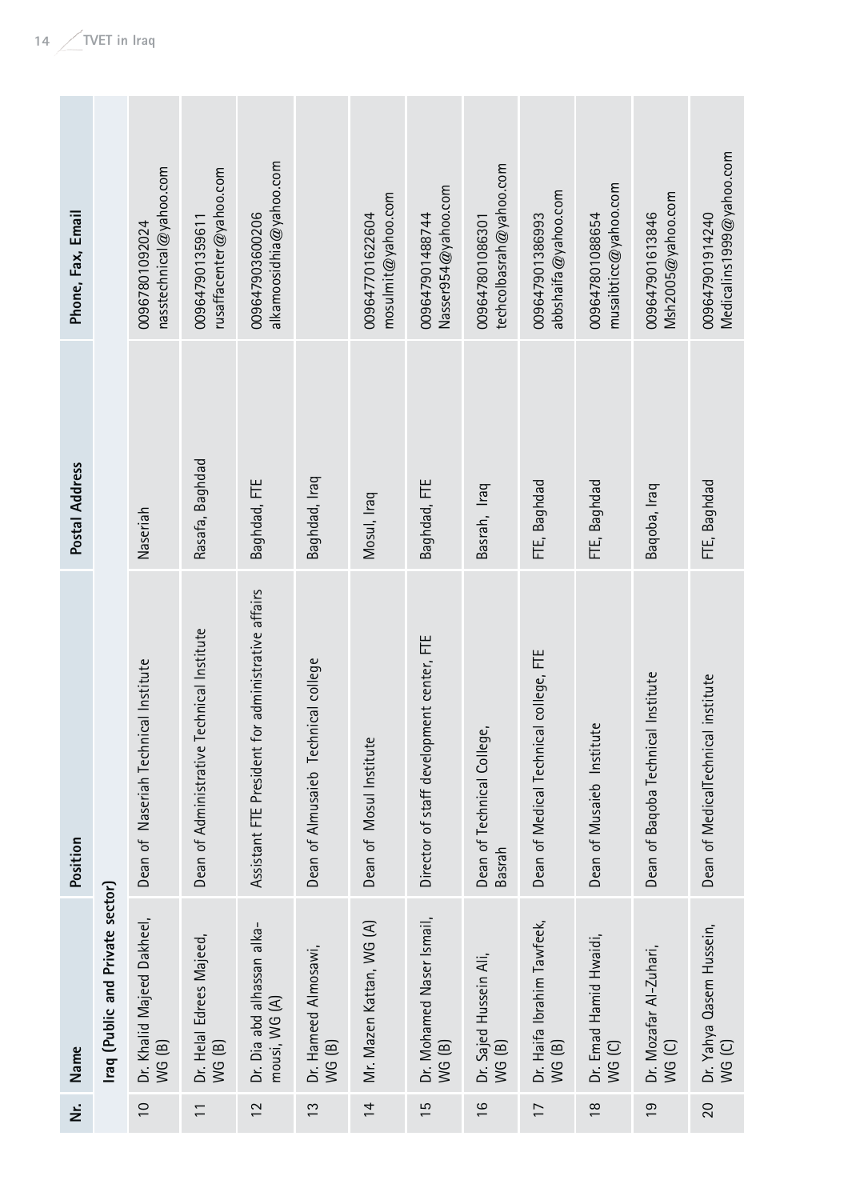| Nr. | Name | Position | Postal Address | Phone, Fax, Email |
|---|---|---|---|---|
| | **Iraq (Public and Private sector)** | | | |
| 10 | Dr. Khalid Majeed Dakheel, WG (B) | Dean of Naseriah Technical Institute | Naseriah | 009647801092024 nasstechnical@yahoo.com |
| 11 | Dr. Helal Edrees Majeed, WG (B) | Dean of Administrative Technical Institute | Rasafa, Baghdad | 009647901359611 rusaffacenter@yahoo.com |
| 12 | Dr. Dia abd alhassan alka-mousi, WG (A) | Assistant FTE President for administrative affairs | Baghdad, FTE | 009647903600206 alkamoosidhia@yahoo.com |
| 13 | Dr. Hameed Almosawi, WG (B) | Dean of Almusaieb Technical college | Baghdad, Iraq | |
| 14 | Mr. Mazen Kattan, WG (A) | Dean of Mosul Institute | Mosul, Iraq | 009647701622604 mosulmit@yahoo.com |
| 15 | Dr. Mohamed Naser Ismail, WG (B) | Director of staff development center, FTE | Baghdad, FTE | 009647901488744 Nasser954@yahoo.com |
| 16 | Dr. Sajed Hussein Ali, WG (B) | Dean of Technical College, Basrah | Basrah, Iraq | 009647801086301 techcolbasrah@yahoo.com |
| 17 | Dr. Haifa Ibrahim Tawfeek, WG (B) | Dean of Medical Technical college, FTE | FTE, Baghdad | 009647901386993 abbshaifa@yahoo.com |
| 18 | Dr. Emad Hamid Hwaidi, WG (C) | Dean of Musaieb Institute | FTE, Baghdad | 009647801088654 musaibticc@yahoo.com |
| 19 | Dr. Mozafar Al-Zuhari, WG (C) | Dean of Baqoba Technical Institute | Baqoba, Iraq | 009647901613846 Msh2005@yahoo.com |
| 20 | Dr. Yahya Qasem Hussein, WG (C) | Dean of MedicalTechnical institute | FTE, Baghdad | 009647901914240 Medicalins1999@yahoo.com |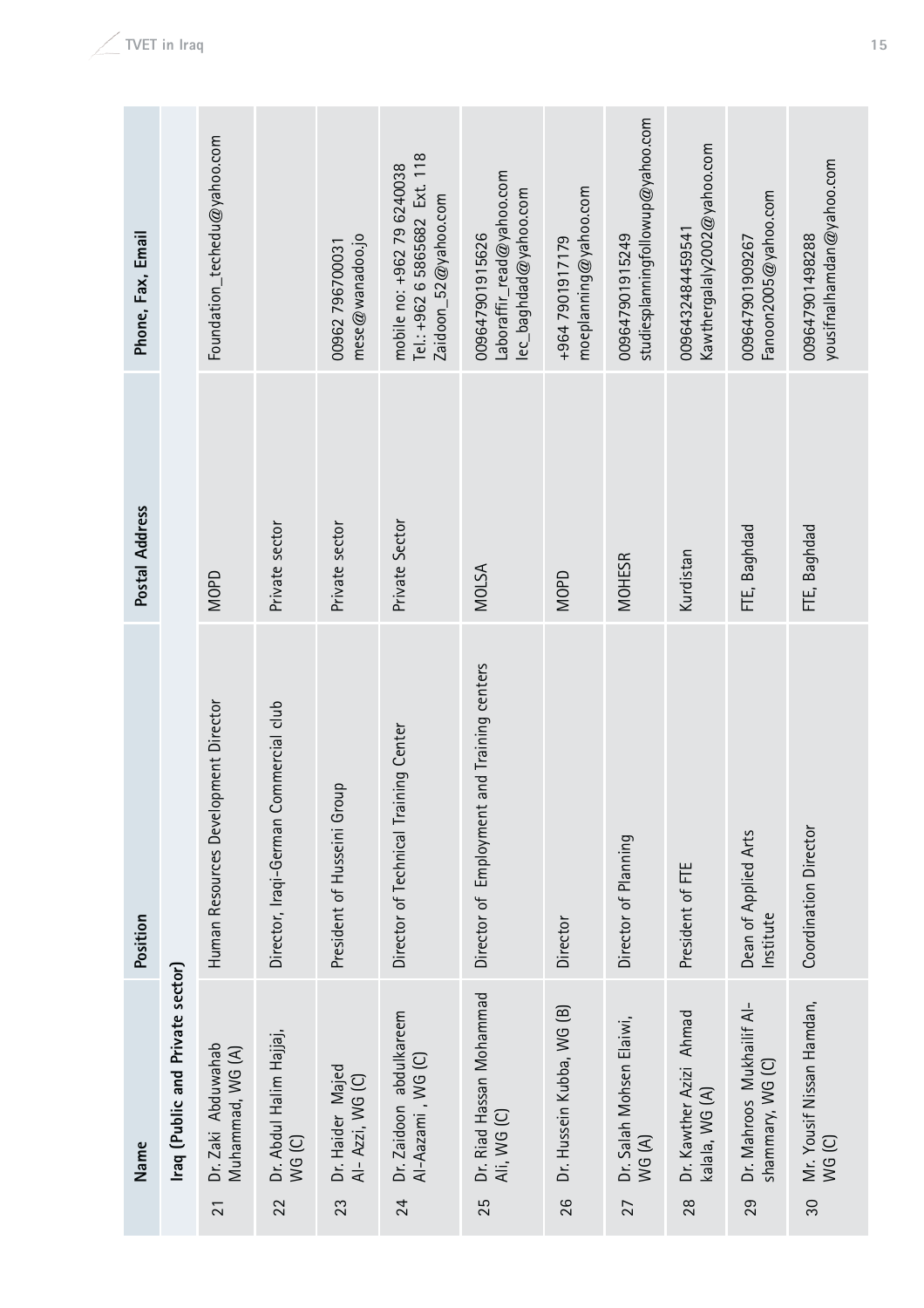| | Name | Position | Postal Address | Phone, Fax, Email |
|---|---|---|---|---|
| | **Iraq (Public and Private sector)** | | | |
| 21 | Dr. Zaki Abduwahab Muhammad, WG (A) | Human Resources Development Director | MOPD | Foundation_techedu@yahoo.com |
| 22 | Dr. Abdul Halim Hajjaj, WG (C) | Director, Iraqi-German Commercial club | Private sector | |
| 23 | Dr. Haider Majed Al- Azzi, WG (C) | President of Husseini Group | Private sector | 00962 796700031<br>mese@wanadoo.jo |
| 24 | Dr. Zaidoon abdulkareem Al-Aazami , WG (C) | Director of Technical Training Center | Private Sector | mobile no: +962 79 6240038<br>Tel.: +962 6 5865682 Ext. 118<br>Zaidoon_52@yahoo.com |
| 25 | Dr. Riad Hassan Mohammad Ali, WG (C) | Director of Employment and Training centers | MOLSA | 009647901915626<br>Laboraffir_read@yahoo.com<br>lec_baghdad@yahoo.com |
| 26 | Dr. Hussein Kubba, WG (B) | Director | MOPD | +964 7901917179<br>moeplanning@yahoo.com |
| 27 | Dr. Salah Mohsen Elaiwi, WG (A) | Director of Planning | MOHESR | 009647901915249<br>studiesplanningfollowup@yahoo.com |
| 28 | Dr. Kawther Azizi Ahmad kalala, WG (A) | President of FTE | Kurdistan | 009643248445954​1<br>Kawthergalaly2002@yahoo.com |
| 29 | Dr. Mahroos Mukhailif Al-shammary, WG (C) | Dean of Applied Arts Institute | FTE, Baghdad | 009647901909267<br>Fanoon2005@yahoo.com |
| 30 | Mr. Yousif Nissan Hamdan, WG (C) | Coordination Director | FTE, Baghdad | 009647901498288<br>yousifnalhamdan@yahoo.com |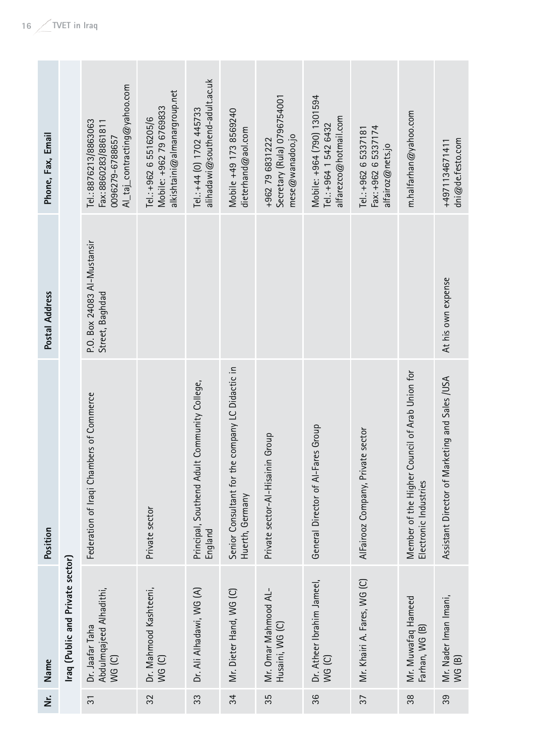| Nr. | Name | Position | Postal Address | Phone, Fax, Email |
|---|---|---|---|---|
| | **Iraq (Public and Private sector)** | | | |
| 31 | Dr. Jaafar Taha Abdulmqajeed Alhadithi, WG (C) | Federation of Iraqi Chambers of Commerce | P.O. Box 24083 Al-Mustansir Street, Baghdad | Tel.: 8876213/8863063<br>Fax: 8860283/8861811<br>0096279-6788657<br>Al_taj_contracting@yahoo.com |
| 32 | Dr. Mahmood Kashteeni, WG (C) | Private sector | | Tel.: +962 6 5516205/6<br>Mobile: +962 79 6769833<br>alkishtaini@almanargroup.net |
| 33 | Dr. Ali Alhadawi, WG (A) | Principal, Southend Adult Community College, England | | Tel.: +44 (0) 1702 445733<br>alihadawi@southend-adult.ac.uk |
| 34 | Mr. Dieter Hand, WG (C) | Senior Consultant for the company LC Didactic in Huerth, Germany | | Mobile +49 173 8569240<br>dieterhand@aol.com |
| 35 | Mr. Omar Mahmood AL-Husaini, WG (C) | Private sector-Al-Hisainin Group | | +962 79 6831222<br>Secretary (Rula) 0796754001<br>mese@wanadoo.jo |
| 36 | Dr. Atheer Ibrahim Jameel, WG (C) | General Director of Al-Fares Group | | Mobile: +964 (790) 1301594<br>Tel.: +964 1 542 6432<br>alfarezco@hotmail.com |
| 37 | Mr. Khairi A. Fares, WG (C) | AlFairooz Company, Private sector | | Tel.: +962 6 5337181<br>Fax: +962 6 5337174<br>alfairoz@nets.jo |
| 38 | Mr. Muwafaq Hameed Farhan, WG (B) | Member of the Higher Council of Arab Union for Electronic Industries | | m.halfarhan@yahoo.com |
| 39 | Mr. Nader Iman Imani, WG (B) | Assistant Director of Marketing and Sales /USA | At his own expense | +4971134671411<br>dni@de.festo.com |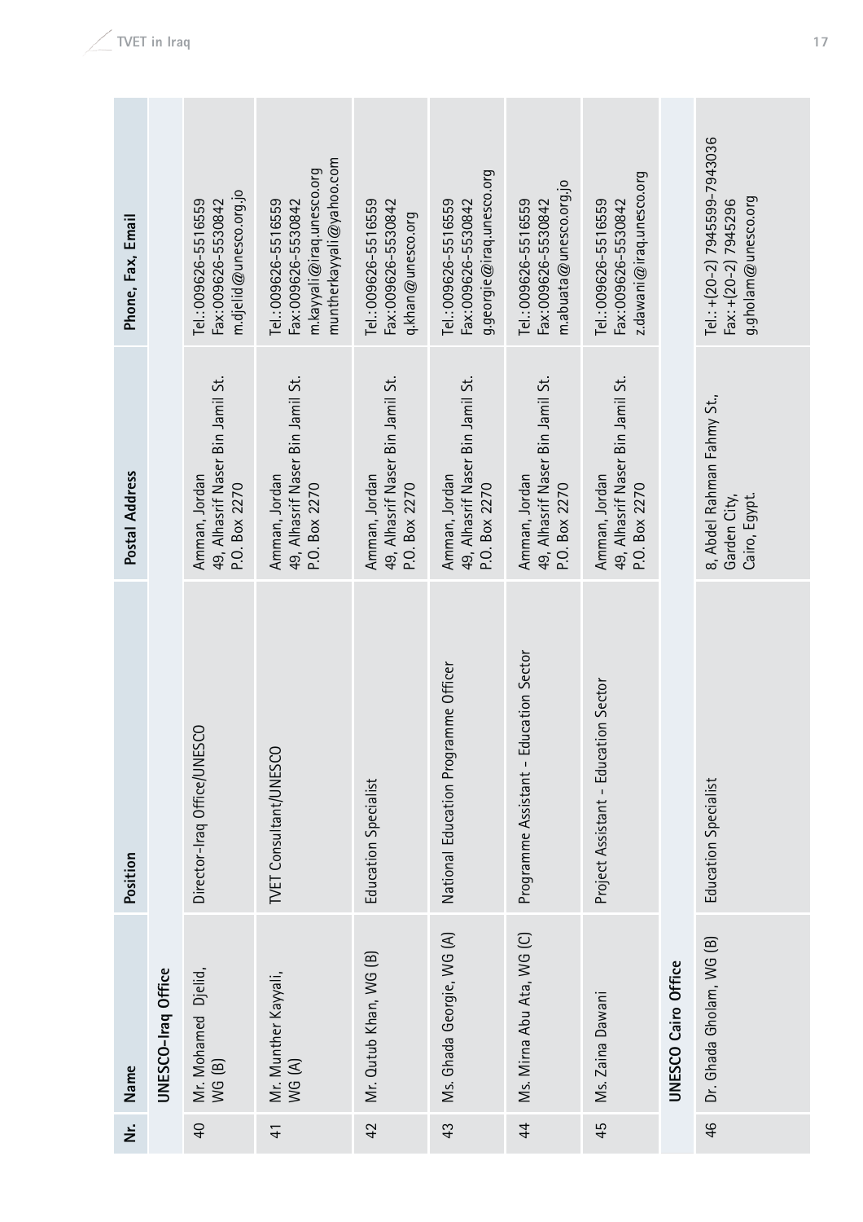| Nr. | Name | Position | Postal Address | Phone, Fax, Email |
|---|---|---|---|---|
| | **UNESCO-Iraq Office** | | | |
| 40 | Mr. Mohamed Djelid, WG (B) | Director-Iraq Office/UNESCO | Amman, Jordan<br>49, Alhasrif Naser Bin Jamil St.<br>P.O. Box 2270 | Tel.:009626-5516559<br>Fax:009626-5530842<br>m.djelid@unesco.org.jo |
| 41 | Mr. Munther Kayyali, WG (A) | TVET Consultant/UNESCO | Amman, Jordan<br>49, Alhasrif Naser Bin Jamil St.<br>P.O. Box 2270 | Tel.:009626-5516559<br>Fax:009626-5530842<br>m.kayyali@iraq.unesco.org<br>muntherkayyali@yahoo.com |
| 42 | Mr. Qutub Khan, WG (B) | Education Specialist | Amman, Jordan<br>49, Alhasrif Naser Bin Jamil St.<br>P.O. Box 2270 | Tel.:009626-5516559<br>Fax:009626-5530842<br>q.khan@unesco.org |
| 43 | Ms. Ghada Georgie, WG (A) | National Education Programme Officer | Amman, Jordan<br>49, Alhasrif Naser Bin Jamil St.<br>P.O. Box 2270 | Tel.:009626-5516559<br>Fax:009626-5530842<br>g.georgie@iraq.unesco.org |
| 44 | Ms. Mirna Abu Ata, WG (C) | Programme Assistant - Education Sector | Amman, Jordan<br>49, Alhasrif Naser Bin Jamil St.<br>P.O. Box 2270 | Tel.:009626-5516559<br>Fax:009626-5530842<br>m.abuata@unesco.org.jo |
| 45 | Ms. Zaina Dawani | Project Assistant - Education Sector | Amman, Jordan<br>49, Alhasrif Naser Bin Jamil St.<br>P.O. Box 2270 | Tel.:009626-5516559<br>Fax:009626-5530842<br>z.dawani@iraq.unesco.org |
| | **UNESCO Cairo Office** | | | |
| 46 | Dr. Ghada Gholam, WG (B) | Education Specialist | 8, Abdel Rahman Fahmy St.,<br>Garden City,<br>Cairo, Egypt. | Tel.: +(20-2) 7945599-7943036<br>Fax: +(20-2) 7945296<br>g.gholam@unesco.org |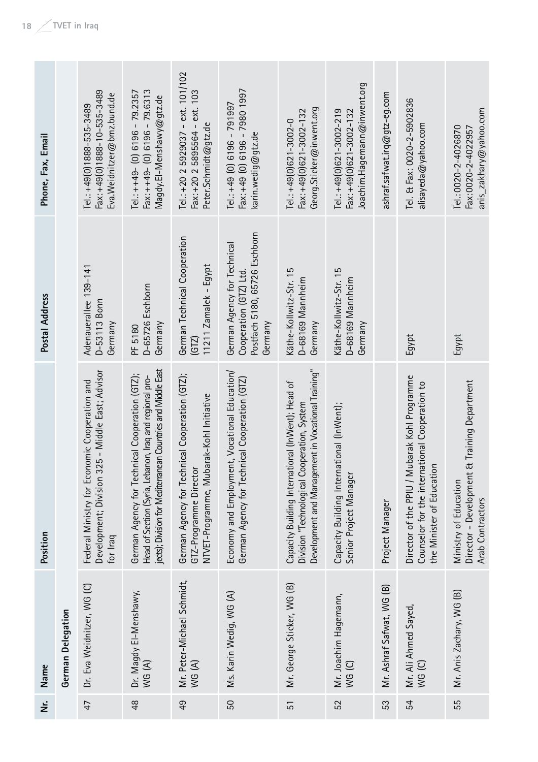| Nr. | Name | Position | Postal Address | Phone, Fax, Email |
|---|---|---|---|---|
| | **German Delegation** | | | |
| 47 | Dr. Eva Weidnitzer, WG (C) | Federal Ministry for Economic Cooperation and Development; Division 325 - Middle East; Advisor for Iraq | Adenauerallee 139-141 D-53113 Bonn Germany | Tel.: +49(0)1888-535-3489 Fax:+49(0)1888-10-535-3489 Eva.Weidnitzer@bmz.bund.de |
| 48 | Dr. Magdy El-Menshawy, WG (A) | German Agency for Technical Cooperation (GTZ); Head of Section (Syria, Lebanon, Iraq and regional projects); Division for Mediterranean Countries and Middle East | PF 5180 D-65726 Eschborn Germany | Tel.:++49- (0) 6196 - 79.2357 Fax:++49- (0) 6196 - 79.6313 Magdy.El-Menshawy@gtz.de |
| 49 | Mr. Peter-Michael Schmidt, WG (A) | German Agency for Technical Cooperation (GTZ); GTZ-Programme Director NTVET-Programme, Mubarak-Kohl Initiative | German Technical Cooperation (GTZ) 11211 Zamalek - Egypt | Tel.:+20 2 5929037 - ext. 101/102 Fax:+20 2 5895564 - ext. 103 Peter.Schmidt@gtz.de |
| 50 | Ms. Karin Wedig, WG (A) | Economy and Employment, Vocational Education/ German Agency for Technical Cooperation (GTZ) | German Agency for Technical Cooperation (GTZ) Ltd. Postfach 5180, 65726 Eschborn Germany | Tel.:+49 (0) 6196 - 791997 Fax:+49 (0) 6196 - 7980 1997 karin.wedig@gtz.de |
| 51 | Mr. George Sticker, WG (B) | Capacity Building International (InWent); Head of Division "Technological Cooperation, System Development and Management in Vocational Training" | Käthe-Kollwitz-Str. 15 D-68169 Mannheim Germany | Tel.:+49(0)621-3002-0 Fax:+49(0)621-3002-132 Georg.Sticker@inwent.org |
| 52 | Mr. Joachim Hagemann, WG (C) | Capacity Building International (InWent); Senior Project Manager | Käthe-Kollwitz-Str. 15 D-68169 Mannheim Germany | Tel.:+49(0)621-3002-219 Fax:+49(0)621-3002-132 Joachim.Hagemann@inwent.org |
| 53 | Mr. Ashraf Safwat, WG (B) | Project Manager | | ashraf.safwat.irq@gtz-eg.com |
| 54 | Mr. Ali Ahmed Sayed, WG (C) | Director of the PPIU / Mubarak Kohl Programme Counselor for the international Cooperation to the Minister of Education | Egypt | Tel. & Fax: 0020-2-5902836 alisayeda@yahoo.com |
| 55 | Mr. Anis Zachary, WG (B) | Ministry of Education Director - Development & Training Department Arab Contractors | Egypt | Tel.:0020-2-4026870 Fax:0020-2-4022957 anis_zakhary@yahoo.com |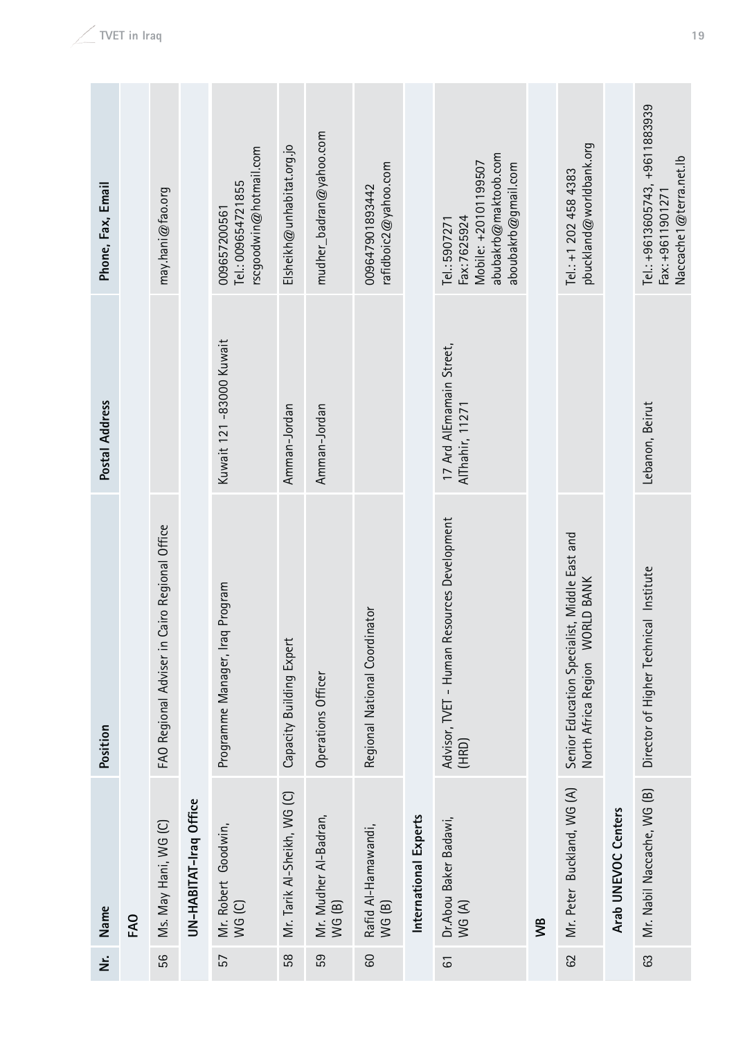| Nr. | Name | Position | Postal Address | Phone, Fax, Email |
|---|---|---|---|---|
| | **FAO** | | | |
| 56 | Ms. May Hani, WG (C) | FAO Regional Adviser in Cairo Regional Office | | may.hani@fao.org |
| | **UN-HABITAT-Iraq Office** | | | |
| 57 | Mr. Robert Goodwin, WG (C) | Programme Manager, Iraq Program | Kuwait 121 -83000 Kuwait | 009657200561<br>Tel.: 009654721855<br>rscgodwin@hotmail.com |
| 58 | Mr. Tarik Al-Sheikh, WG (C) | Capacity Building Expert | Amman-Jordan | Elsheikh@unhabitat.org.jo |
| 59 | Mr. Mudher Al-Badran, WG (B) | Operations Officer | Amman-Jordan | mudher_badran@yahoo.com |
| 60 | Rafid Al-Hamawandi, WG (B) | Regional National Coordinator | | 009647901893442<br>rafidboic2@yahoo.com |
| | **International Experts** | | | |
| 61 | Dr.Abou Baker Badawi, WG (A) | Advisor, TVET - Human Resources Development (HRD) | 17 Ard AlEmamain Street, AlThahir, 11271 | Tel.: 5907271<br>Fax: 7625924<br>Mobile: +20101199507<br>abubakrb@maktoob.com<br>aboubakrb@gmail.com |
| | **WB** | | | |
| 62 | Mr. Peter Buckland, WG (A) | Senior Education Specialist, Middle East and North Africa Region WORLD BANK | | Tel.: +1 202 458 4383<br>pbuckland@worldbank.org |
| | **Arab UNEVOC Centers** | | | |
| 63 | Mr. Nabil Naccache, WG (B) | Director of Higher Technical Institute | Lebanon, Beirut | Tel.: +9613605743, +9611883939<br>Fax: +9611901271<br>Naccache1@terra.net.lb |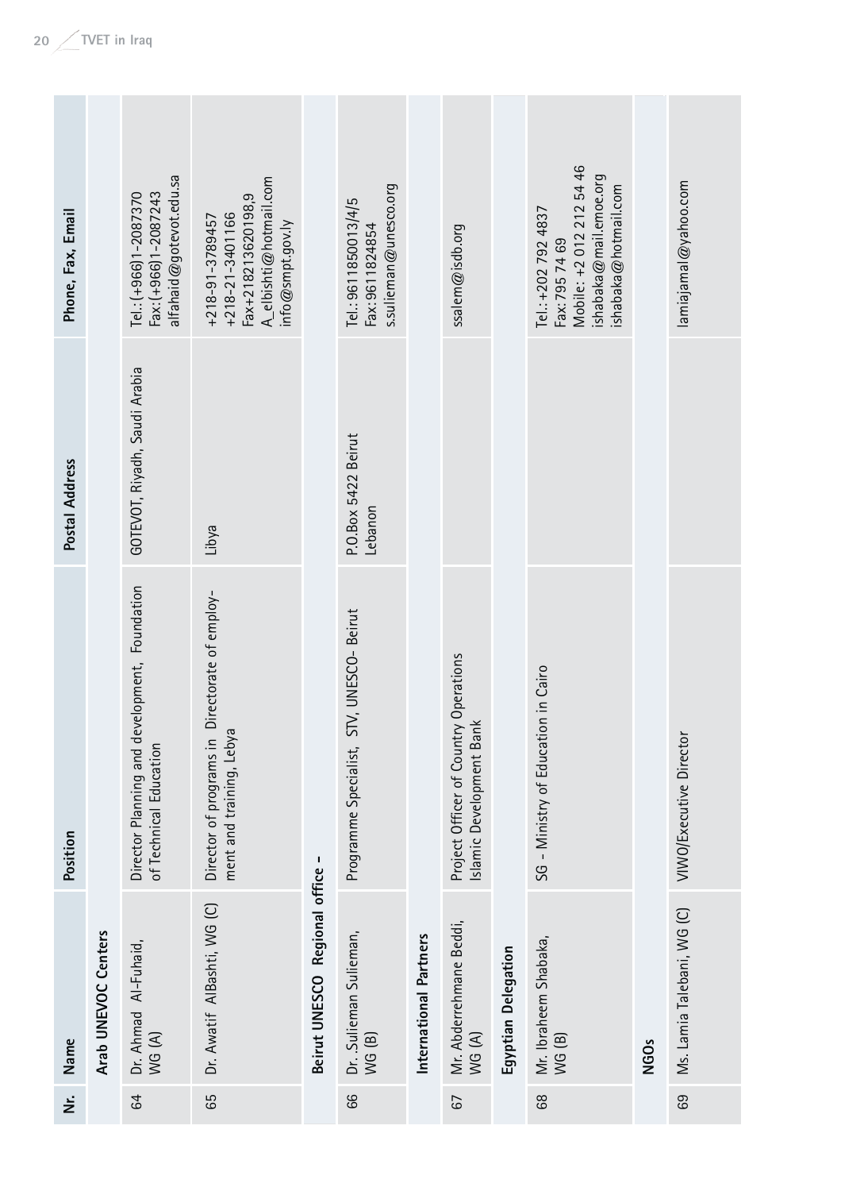| Nr. | Name | Position | Postal Address | Phone, Fax, Email |
|---|---|---|---|---|
| | **Arab UNEVOC Centers** | | | |
| 64 | Dr. Ahmad Al-Fuhaid, WG (A) | Director Planning and development, Foundation of Technical Education | GOTEVOT, Riyadh, Saudi Arabia | Tel.: (+966)1-2087370<br>Fax: (+966)1-2087243<br>alfahaid@gotevot.edu.sa |
| 65 | Dr. Awatif AlBashti, WG (C) | Director of programs in Directorate of employment and training, Lebya | Libya | +218-91-3789457<br>+218-21-3401166<br>Fax+218213620198,9<br>A_elbishti@hotmail.com<br>info@smpt.gov.ly |
| | **Beirut UNESCO Regional office –** | | | |
| 66 | Dr. .Sulieman Sulieman, WG (B) | Programme Specialist, STV, UNESCO- Beirut | P.O.Box 5422 Beirut Lebanon | Tel.: 9611850013/4/5<br>Fax: 9611824854<br>s.sulieman@unesco.org |
| | **International Partners** | | | |
| 67 | Mr. Abderrehmane Beddi, WG (A) | Project Officer of Country Operations Islamic Development Bank | | ssalem@isdb.org |
| | **Egyptian Delegation** | | | |
| 68 | Mr. Ibraheem Shabaka, WG (B) | SG – Ministry of Education in Cairo | | Tel.: +202 792 4837<br>Fax: 795 74 69<br>Mobile: +2 012 212 54 46<br>ishabaka@mail.emoe.org<br>ishabaka@hotmail.com |
| | **NGOs** | | | |
| 69 | Ms. Lamia Talebani, WG (C) | VIWO/Executive Director | | lamiajamal@yahoo.com |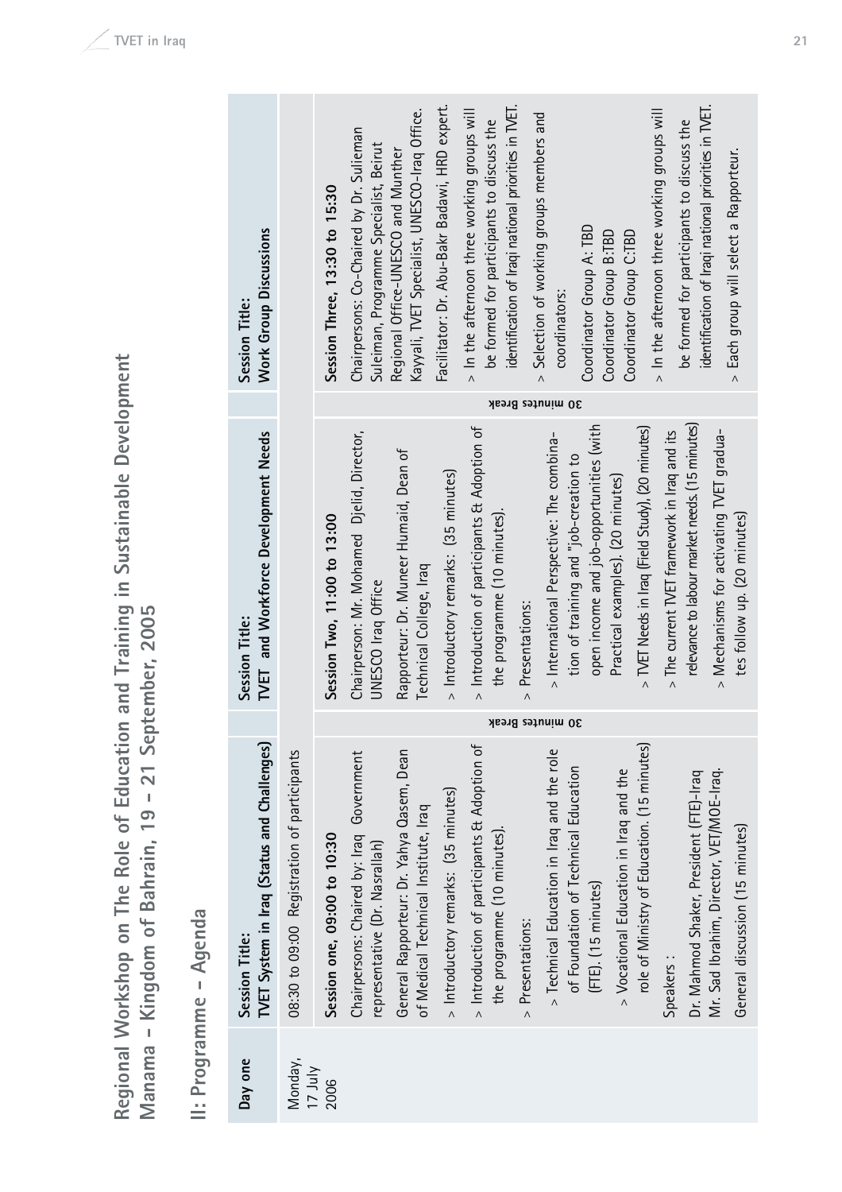# Regional Workshop on The Role of Education and Training in Sustainable Development
## Manama – Kingdom of Bahrain, 19 – 21 September, 2005

## II: Programme – Agenda

| Day one | Session Title: TVET System in Iraq (Status and Challenges) | | Session Title: TVET and Workforce Development Needs | | Session Title: Work Group Discussions |
|---|---|---|---|---|---|
| Monday, 17 July 2006 | 08:30 to 09:00 Registration of participants | | | | |
| | **Session one, 09:00 to 10:30**<br>Chairpersons: Chaired by: Iraq Government representative (Dr. Nasrallah)<br>General Rapporteur: Dr. Yahya Qasem, Dean of Medical Technical Institute, Iraq<br>> Introductory remarks: (35 minutes)<br>> Introduction of participants & Adoption of the programme (10 minutes).<br>> Presentations:<br>> Technical Education in Iraq and the role of Foundation of Technical Education (FTE). (15 minutes)<br>> Vocational Education in Iraq and the role of Ministry of Education. (15 minutes)<br>Speakers :<br>Dr. Mahmod Shaker, President (FTE)-Iraq<br>Mr. Sad Ibrahim, Director, VET/MOE-Iraq.<br>General discussion (15 minutes) | 30 minutes Break | **Session Two, 11:00 to 13:00**<br>Chairperson: Mr. Mohamed Djelid, Director, UNESCO Iraq Office<br>Rapporteur: Dr. Muneer Humaid, Dean of Technical College, Iraq<br>> Introductory remarks: (35 minutes)<br>> Introduction of participants & Adoption of the programme (10 minutes).<br>> Presentations:<br>> International Perspective: The combination of training and "job-creation to open income and job-opportunities (with Practical examples). (20 minutes)<br>> TVET Needs in Iraq (Field Study), (20 minutes)<br>> The current TVET framework in Iraq and its relevance to labour market needs. (15 minutes)<br>> Mechanisms for activating TVET graduates follow up. (20 minutes) | 30 minutes Break | **Session Three, 13:30 to 15:30**<br>Chairpersons: Co-Chaired by Dr. Sulieman Suleiman, Programme Specialist, Beirut Regional Office-UNESCO and Munther Kayyali, TVET Specialist, UNESCO-Iraq Office.<br>Facilitator: Dr. Abu-Bakr Badawi, HRD expert.<br>> In the afternoon three working groups will be formed for participants to discuss the identification of Iraqi national priorities in TVET.<br>> Selection of working groups members and coordinators:<br>Coordinator Group A: TBD<br>Coordinator Group B:TBD<br>Coordinator Group C:TBD<br>> In the afternoon three working groups will be formed for participants to discuss the identification of Iraqi national priorities in TVET.<br>> Each group will select a Rapporteur. |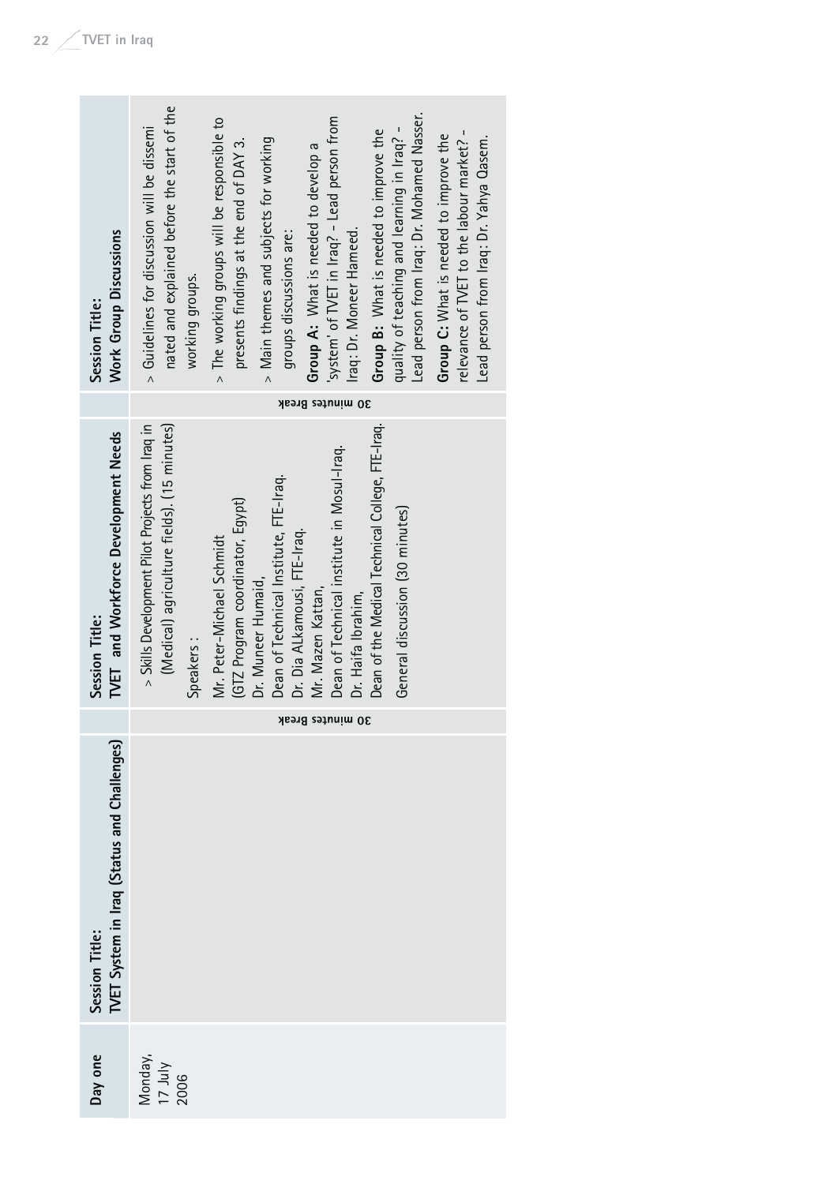| Day one | Session Title: TVET System in Iraq (Status and Challenges) | | Session Title: TVET and Workforce Development Needs | | Session Title: Work Group Discussions |
|---|---|---|---|---|---|
| Monday, 17 July 2006 | | 30 minutes Break | > Skills Development Pilot Projects from Iraq in (Medical) agriculture fields). (15 minutes)<br><br>Speakers :<br>Mr. Peter-Michael Schmidt (GTZ Program coordinator, Egypt)<br>Dr. Muneer Humaid, Dean of Technical Institute, FTE-Iraq.<br>Dr. Dia ALkamousi, FTE-Iraq.<br>Mr. Mazen Kattan, Dean of Technical institute in Mosul-Iraq.<br>Dr. Haifa Ibrahim, Dean of the Medical Technical College, FTE-Iraq.<br>General discussion (30 minutes) | 30 minutes Break | > Guidelines for discussion will be disseminated and explained before the start of the working groups.<br>> The working groups will be responsible to presents findings at the end of DAY 3.<br>> Main themes and subjects for working groups discussions are:<br>**Group A:** What is needed to develop a 'system' of TVET in Iraq? – Lead person from Iraq: Dr. Moneer Hameed.<br>**Group B:** What is needed to improve the quality of teaching and learning in Iraq? – Lead person from Iraq: Dr. Mohamed Nasser.<br>**Group C:** What is needed to improve the relevance of TVET to the labour market? – Lead person from Iraq: Dr. Yahya Qasem. |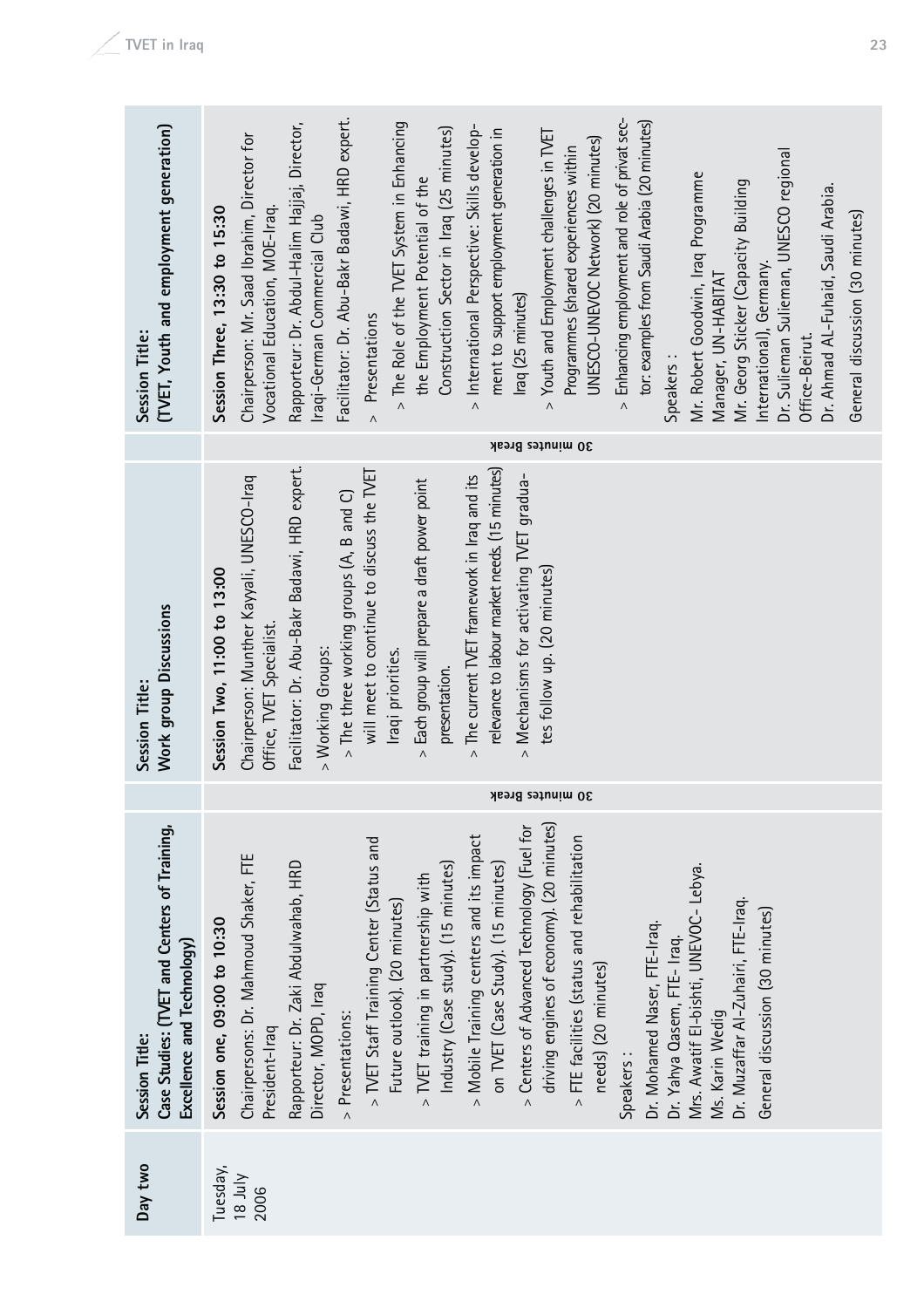| Day two | Session Title: Case Studies: (TVET and Centers of Training, Excellence and Technology) | | Session Title: Work group Discussions | | Session Title: (TVET, Youth and employment generation) |
|---|---|---|---|---|---|
| Tuesday, 18 July 2006 | **Session one, 09:00 to 10:30**<br>Chairpersons: Dr. Mahmoud Shaker, FTE President-Iraq<br>Rapporteur: Dr. Zaki Abdulwahab, HRD Director, MOPD, Iraq<br>> Presentations:<br>> TVET Staff Training Center (Status and Future outlook). (20 minutes)<br>> TVET training in partnership with Industry (Case study). (15 minutes)<br>> Mobile Training centers and its impact on TVET (Case Study). (15 minutes)<br>> Centers of Advanced Technology (Fuel for driving engines of economy). (20 minutes)<br>> FTE facilities (status and rehabilitation needs) (20 minutes)<br>Speakers :<br>Dr. Mohamed Naser, FTE-Iraq.<br>Dr. Yahya Qasem, FTE- Iraq.<br>Mrs. Awatif El-bishti, UNEVOC- Lebya.<br>Ms. Karin Wedig<br>Dr. Muzaffar Al-Zuhairi, FTE-Iraq.<br>General discussion (30 minutes) | 30 minutes Break | **Session Two, 11:00 to 13:00**<br>Chairperson: Munther Kayyali, UNESCO-Iraq Office, TVET Specialist.<br>Facilitator: Dr. Abu-Bakr Badawi, HRD expert.<br>> Working Groups:<br>> The three working groups (A, B and C) will meet to continue to discuss the TVET Iraqi priorities.<br>> Each group will prepare a draft power point presentation.<br>> The current TVET framework in Iraq and its relevance to labour market needs. (15 minutes)<br>> Mechanisms for activating TVET graduates follow up. (20 minutes) | 30 minutes Break | **Session Three, 13:30 to 15:30**<br>Chairperson: Mr. Saad Ibrahim, Director for Vocational Education, MOE-Iraq.<br>Rapporteur: Dr. Abdul-Halim Hajjaj, Director, Iraqi-German Commercial Club<br>Facilitator: Dr. Abu-Bakr Badawi, HRD expert.<br>> Presentations<br>> The Role of the TVET System in Enhancing the Employment Potential of the Construction Sector in Iraq (25 minutes)<br>> International Perspective: Skills development to support employment generation in Iraq (25 minutes)<br>> Youth and Employment challenges in TVET Programmes (shared experiences within UNESCO-UNEVOC Network) (20 minutes)<br>> Enhancing employment and role of privat sector: examples from Saudi Arabia (20 minutes)<br>Speakers :<br>Mr. Robert Goodwin, Iraq Programme Manager, UN-HABITAT<br>Mr. Georg Sticker (Capacity Building International), Germany.<br>Dr. Sulieman Sulieman, UNESCO regional Office-Beirut.<br>Dr. Ahmad AL-Fuhaid, Saudi Arabia.<br>General discussion (30 minutes) |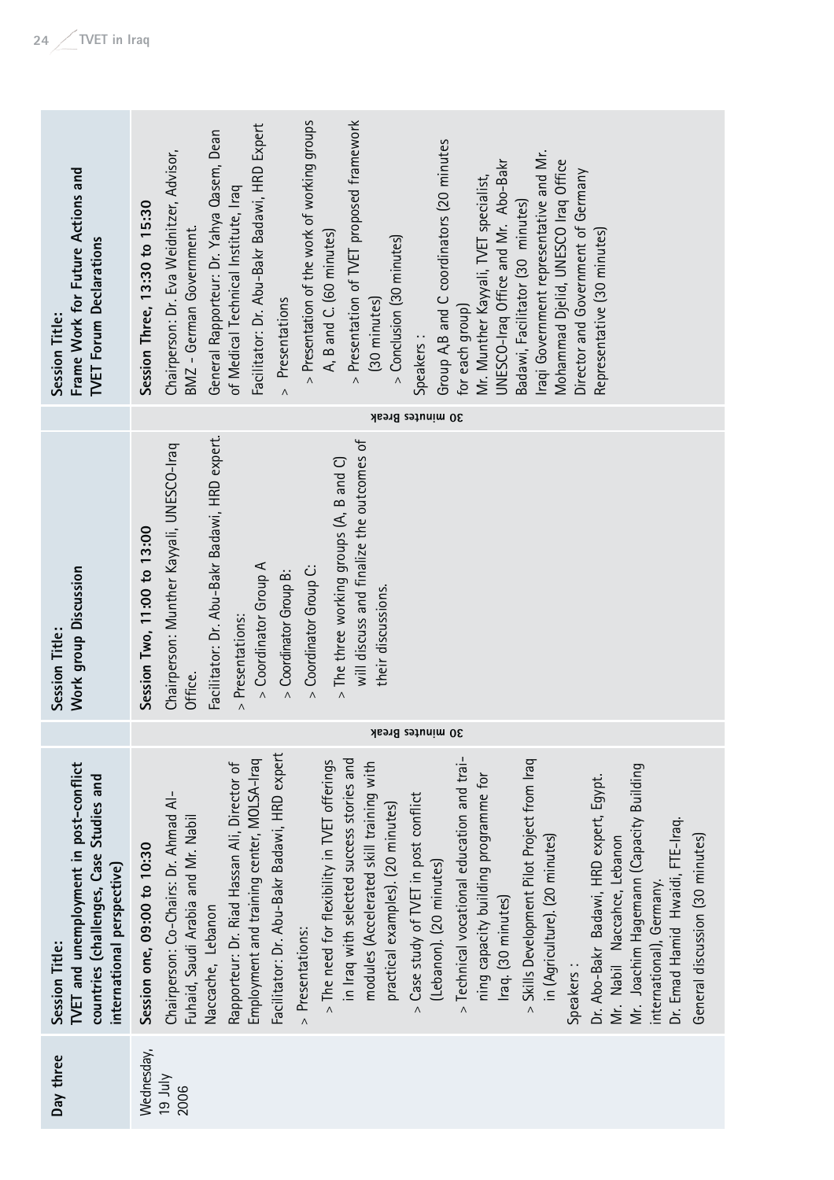| Day three | Session Title: **TVET and unemployment in post-conflict countries (challenges, Case Studies and international perspective)** | | Session Title: **Work group Discussion** | | Session Title: **Frame Work for Future Actions and TVET Forum Declarations** |
|---|---|---|---|---|---|
| Wednesday, 19 July 2006 | **Session one, 09:00 to 10:30**<br>Chairperson: Co-Chairs: Dr. Ahmad Al-Fuhaid, Saudi Arabia and Mr. Nabil Naccache, Lebanon<br>Rapporteur: Dr. Riad Hassan Ali, Director of Employment and training center, MOLSA-Iraq<br>Facilitator: Dr. Abu-Bakr Badawi, HRD expert<br>> Presentations:<br>> The need for flexibility in TVET offerings in Iraq with selected success stories and modules (Accelerated skill training with practical examples). (20 minutes)<br>> Case study of TVET in post conflict (Lebanon). (20 minutes)<br>> Technical vocational education and training capacity building programme for Iraq. (30 minutes)<br>> Skills Development Pilot Project from Iraq in (Agriculture). (20 minutes)<br>Speakers :<br>Dr. Abo-Bakr Badawi, HRD expert, Egypt.<br>Mr. Nabil Naccahce, Lebanon<br>Mr. Joachim Hagemann (Capacity Building international), Germany.<br>Dr. Emad Hamid Hwaidi, FTE-Iraq.<br>General discussion (30 minutes) | 30 minutes Break | **Session Two, 11:00 to 13:00**<br>Chairperson: Munther Kayyali, UNESCO-Iraq Office.<br>Facilitator: Dr. Abu-Bakr Badawi, HRD expert.<br>> Presentations:<br>> Coordinator Group A<br>> Coordinator Group B:<br>> Coordinator Group C:<br>> The three working groups (A, B and C) will discuss and finalize the outcomes of their discussions. | 30 minutes Break | **Session Three, 13:30 to 15:30**<br>Chairperson: Dr. Eva Weidnitzer, Advisor, BMZ - German Government.<br>General Rapporteur: Dr. Yahya Qasem, Dean of Medical Technical Institute, Iraq<br>Facilitator: Dr. Abu-Bakr Badawi, HRD Expert<br>> Presentations<br>> Presentation of the work of working groups A, B and C. (60 minutes)<br>> Presentation of TVET proposed framework (30 minutes)<br>> Conclusion (30 minutes)<br>Speakers :<br>Group A,B and C coordinators (20 minutes for each group)<br>Mr. Munther Kayyali, TVET specialist, UNESCO-Iraq Office and Mr. Abo-Bakr Badawi, Facilitator (30 minutes)<br>Iraqi Government representative and Mr. Mohammad Djelid, UNESCO Iraq Office Director and Government of Germany Representative (30 minutes) |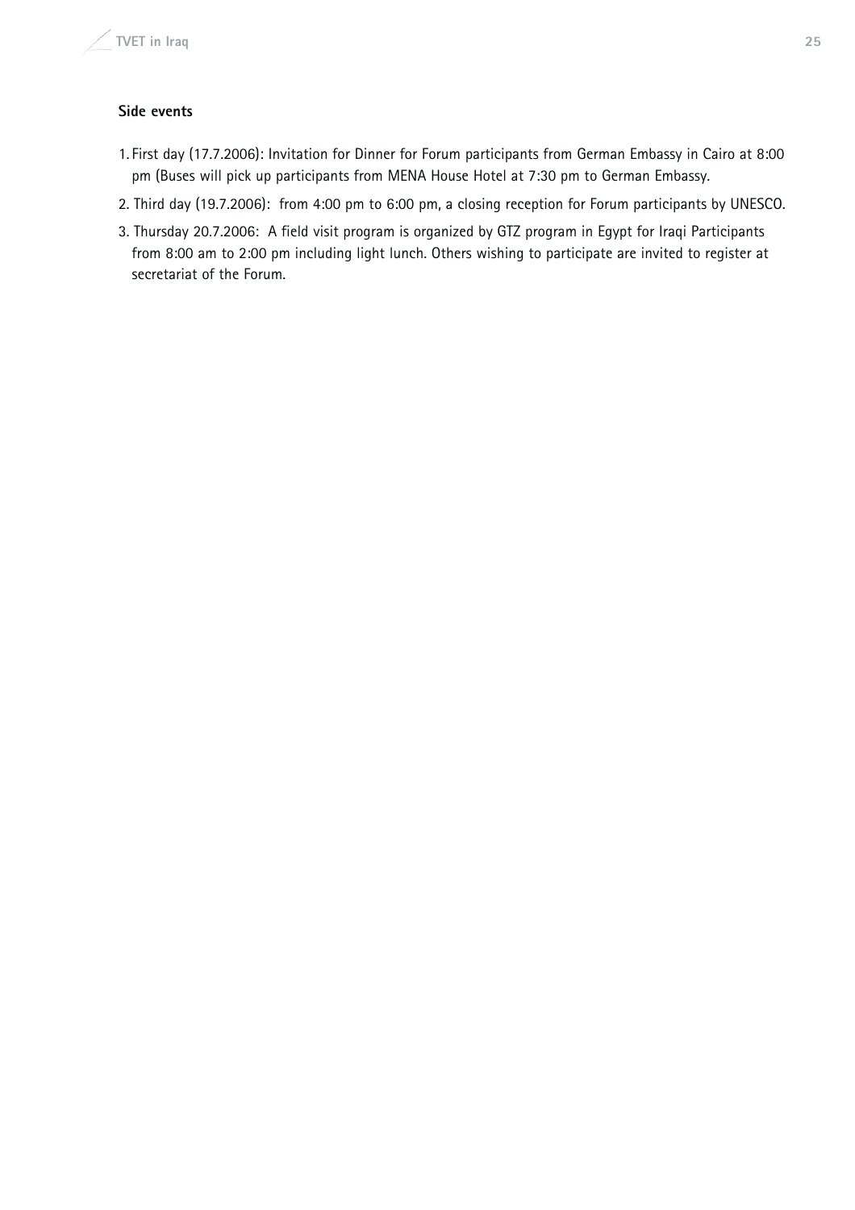### Side events

1. First day (17.7.2006): Invitation for Dinner for Forum participants from German Embassy in Cairo at 8:00 pm (Buses will pick up participants from MENA House Hotel at 7:30 pm to German Embassy.
2. Third day (19.7.2006): from 4:00 pm to 6:00 pm, a closing reception for Forum participants by UNESCO.
3. Thursday 20.7.2006: A field visit program is organized by GTZ program in Egypt for Iraqi Participants from 8:00 am to 2:00 pm including light lunch. Others wishing to participate are invited to register at secretariat of the Forum.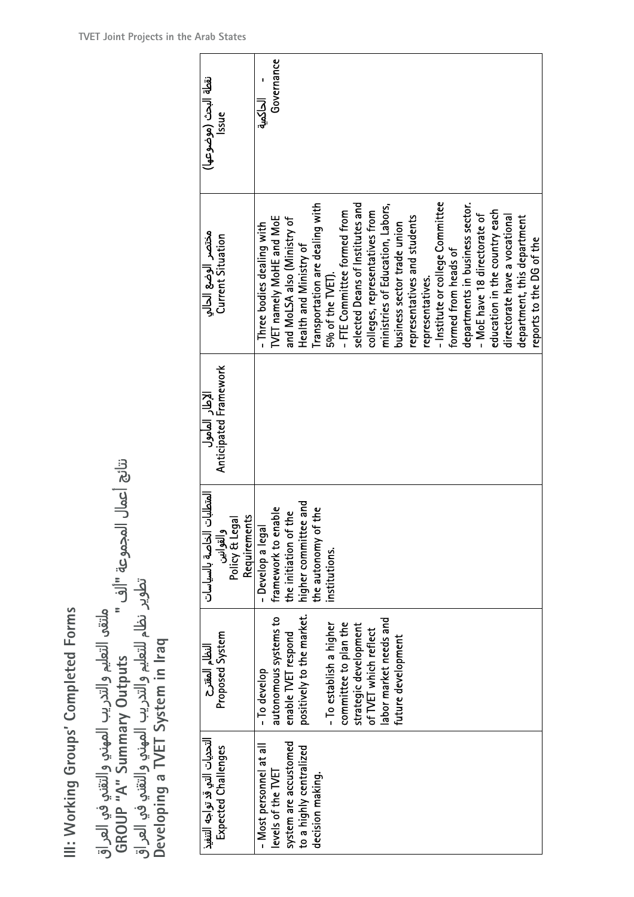# III: Working Groups' Completed Forms

## ملتقى التعليم والتدريب المهني والتقني في العراق

## GROUP "A" Summary Outputs &nbsp;&nbsp;&nbsp; نتائج أعمال المجموعة "ألف"

## تطوير نظام للتعليم والتدريب المهني والتقني في العراق

## Developing a TVET System in Iraq

| نقطة البحث (موضوعها) Issue | مختصر الوضع الحالي Current Situation | الإطار المأمول Anticipated Framework | المتطلبات الخاصة بالسياسات والقوانين Policy & Legal Requirements | النظام المقترح Proposed System | التحديات التي قد تواجه التنفيذ Expected Challenges |
|---|---|---|---|---|---|
| - الحاكمية Governance | - Three bodies dealing with TVET namely MoHE and MoE and MoLSA also (Ministry of Health and Ministry of Transportation are dealing with 5% of the TVET).<br>- FTE Committee formed from selected Deans of Institutes and colleges, representatives from ministries of Education, Labors, business sector trade union representatives and students representatives.<br>- Institute or college Committee formed from heads of departments in business sector.<br>- MoE have 18 directorate of education in the country each directorate have a vocational department, this department reports to the DG of the | | - Develop a legal framework to enable the initiation of the higher committee and the autonomy of the institutions. | - To develop autonomous systems to enable TVET respond positively to the market.<br>- To establish a higher committee to plan the strategic development of TVET which reflect labor market needs and future development | - Most personnel at all levels of the TVET system are accustomed to a highly centralized decision making. |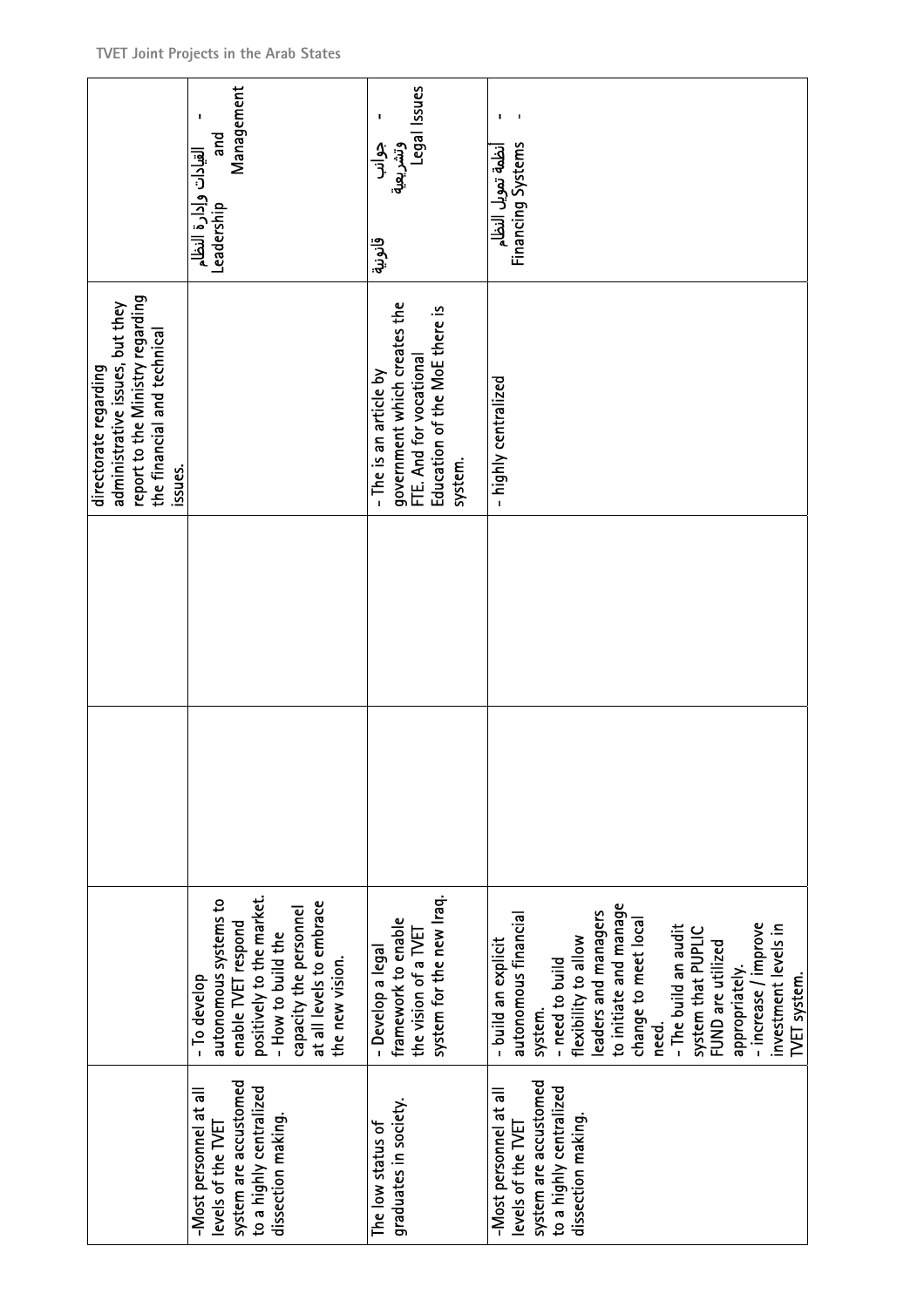| | | | | | |
|---|---|---|---|---|---|
| | | | | directorate regarding administrative issues, but they report to the Ministry regarding the financial and technical issues. | |
| -Most personnel at all levels of the TVET system are accustomed to a highly centralized dissection making. | - To develop autonomous systems to enable TVET respond positively to the market.<br>- How to build the capacity the personnel at all levels to embrace the new vision. | | | | القيادات وإدارة النظام Leadership and Management - |
| The low status of graduates in society. | - Develop a legal framework to enable the vision of a TVET system for the new Iraq. | | | - The is an article by government which creates the FTE. And for vocational Education of the MoE there is system. | جوانب قانونية وتشريعية Legal Issues - |
| -Most personnel at all levels of the TVET system are accustomed to a highly centralized dissection making. | - build an explicit autonomous financial system.<br>- need to build flexibility to allow leaders and managers to initiate and manage change to meet local need.<br>- The build an audit system that PUPLIC FUND are utilized appropriately.<br>- increase / improve investment levels in TVET system. | | | - highly centralized | أنظمة تمويل النظام Financing Systems - - |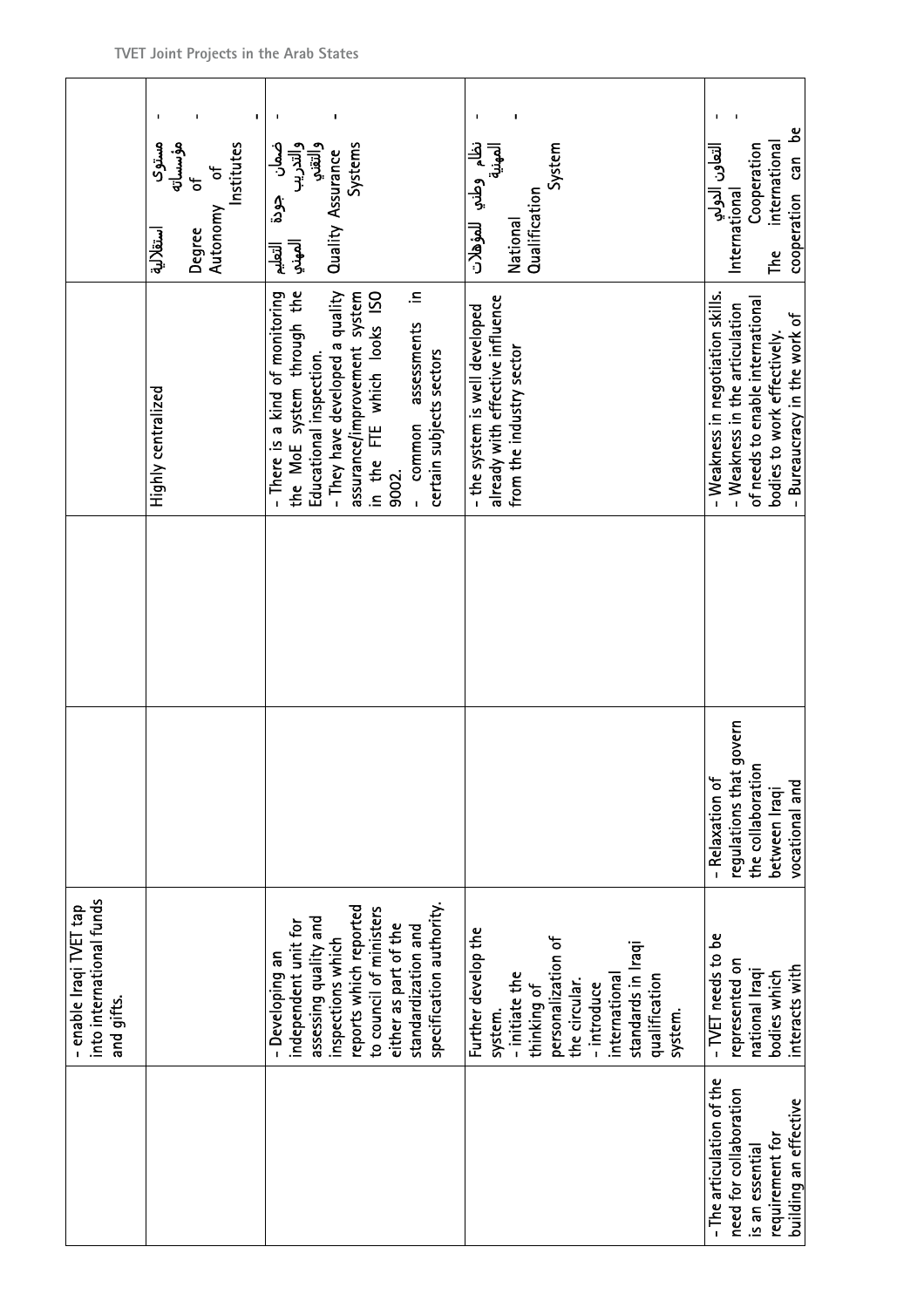| | | | | | |
|---|---|---|---|---|---|
| | - enable Iraqi TVET tap into international funds and gifts. | | | | |
| | | | | Highly centralized | مستوى استقلالية مؤسساته<br>Degree of Autonomy of Institutes |
| | - Developing an independent unit for assessing quality and inspections which reports which reported to council of ministers either as part of the standardization and specification authority. | | | - There is a kind of monitoring the MoE system through the Educational inspection.<br>- They have developed a quality assurance/improvement system in the FTE which looks ISO 9002.<br>- common assessments in certain subjects sectors | ضمان جودة التعليم والتدريب المهني والتقني<br>Quality Assurance Systems |
| | Further develop the system.<br>- initiate the thinking of personalization of the circular.<br>- introduce international standards in Iraqi qualification system. | | | - the system is well developed already with effective influence from the industry sector | نظام وطني للمؤهلات المهنية<br>National Qualification System |
| - The articulation of the need for collaboration is an essential requirement for building an effective | - TVET needs to be represented on national Iraqi bodies which interacts with | - Relaxation of regulations that govern the collaboration between Iraqi vocational and | | - Weakness in negotiation skills.<br>- Weakness in the articulation of needs to enable international bodies to work effectively.<br>- Bureaucracy in the work of | التعاون الدولي<br>International Cooperation<br>The international cooperation can be |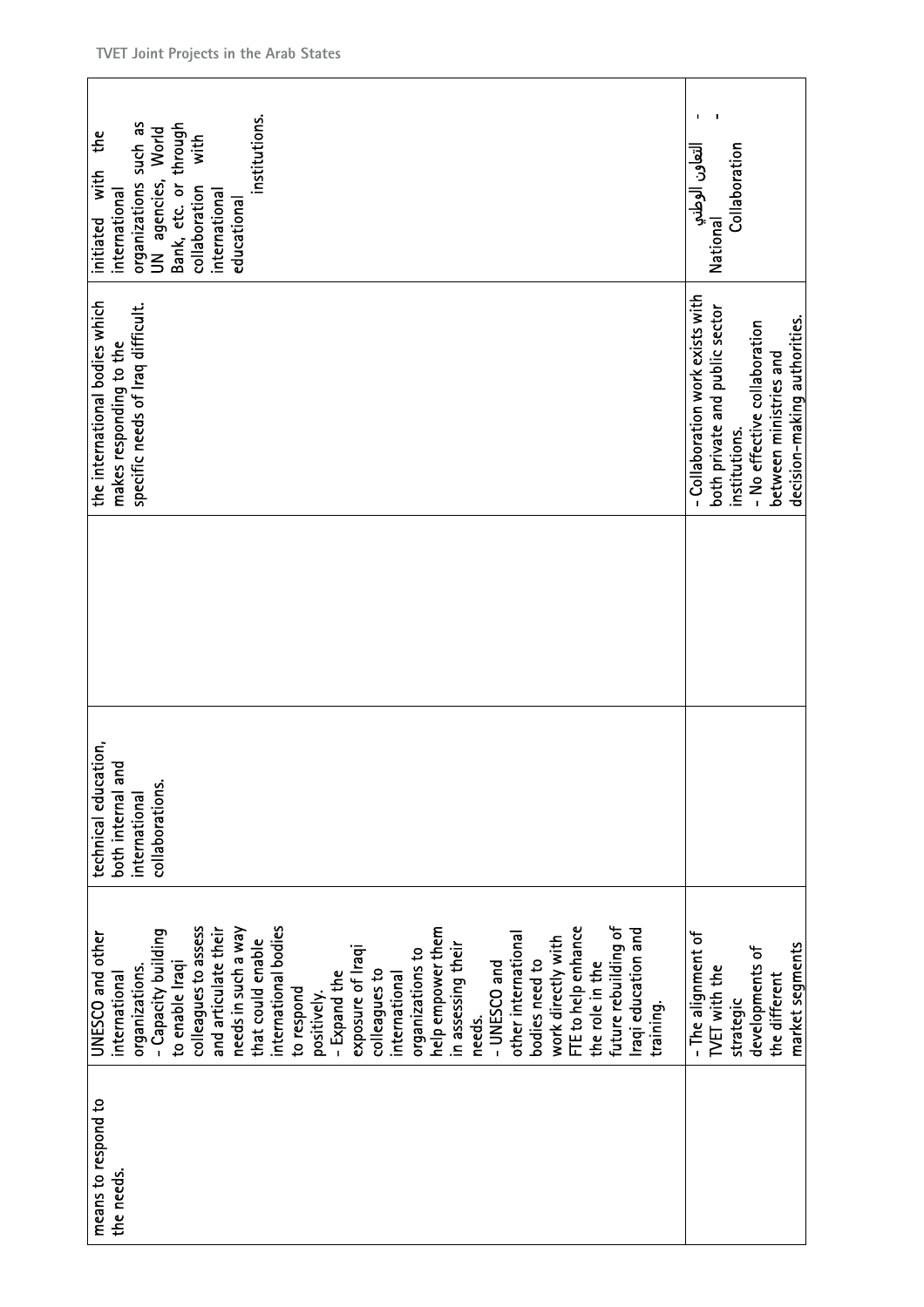| | | | | | |
|---|---|---|---|---|---|
| means to respond to the needs. | UNESCO and other international organizations.<br>- Capacity building to enable Iraqi colleagues to assess and articulate their needs in such a way that could enable international bodies to respond positively.<br>- Expand the exposure of Iraqi colleagues to international organizations to help empower them in assessing their needs.<br>- UNESCO and other international bodies need to work directly with FTE to help enhance the role in the future rebuilding of Iraqi education and training. | technical education, both internal and international collaborations. | | the international bodies which makes responding to the specific needs of Iraq difficult. | initiated with the international organizations such as UN agencies, World Bank, etc. or through collaboration with international educational institutions. |
| | - The alignment of TVET with the strategic developments of the different market segments | | | - Collaboration work exists with both private and public sector institutions.<br>- No effective collaboration between ministries and decision-making authorities. | التعاون الوطني<br>National Collaboration<br>-<br>- |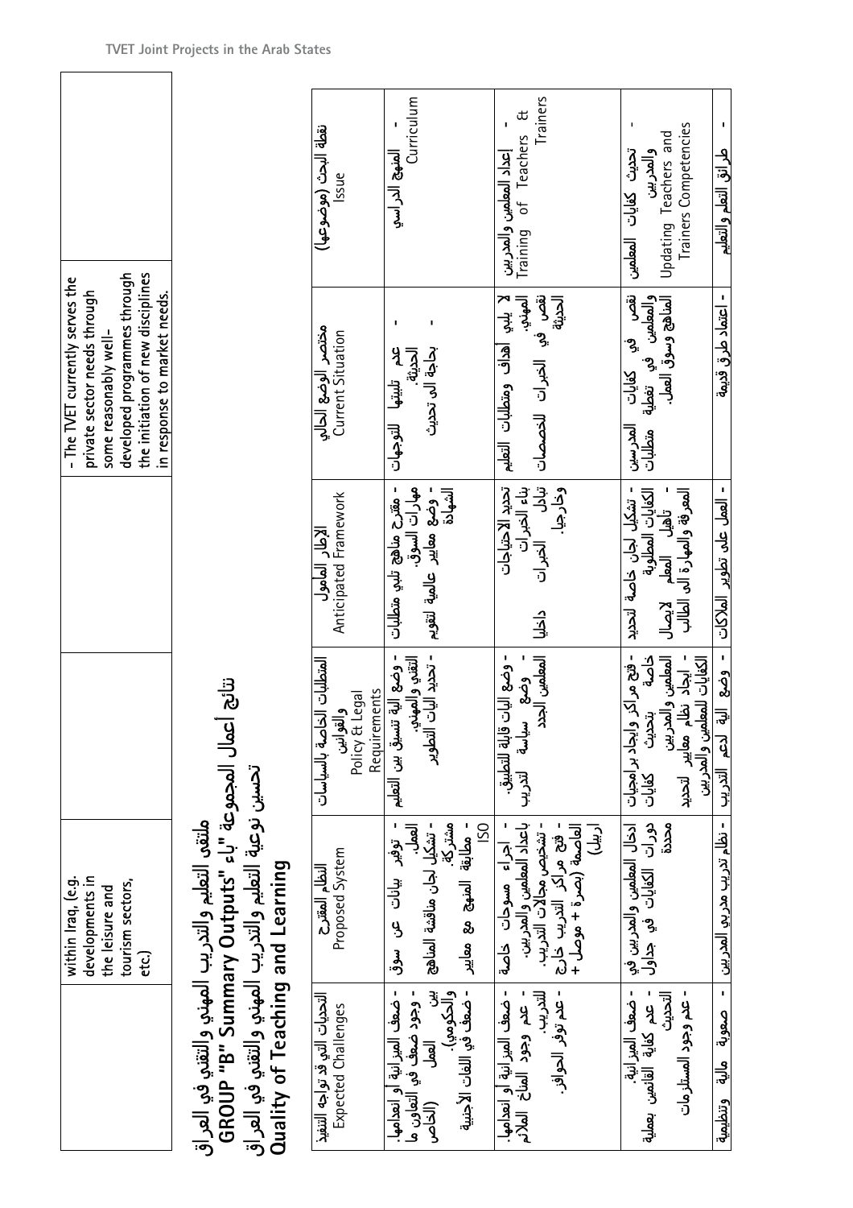| | within Iraq, (e.g. developments in the leisure and tourism sectors, etc.) | | | - The TVET currently serves the private sector needs through some reasonably well-developed programmes through the initiation of new disciplines in response to market needs. | |
|---|---|---|---|---|---|

## ملتقى التعليم والتدريب المهني والتقني في العراق
## GROUP "B" Summary Outputs "نتائج أعمال المجموعة "باء
## تحسين نوعية التعليم والتدريب المهني والتقني في العراق
## Quality of Teaching and Learning

| التحديات التي قد تواجه التنفيذ Expected Challenges | النظام المقترح Proposed System | المتطلبات الخاصة بالسياسات والقوانين Policy & Legal Requirements | الإطار المأمول Anticipated Framework | مختصر الوضع الحالي Current Situation | نقطة البحث (موضوعها) Issue |
|---|---|---|---|---|---|
| - ضعف الميزانية أو انعدامها. - وجود ضعف في التعاون ما بين العمل (الخاص والحكومي). - ضعف في اللغات الأجنبية | - توفير بيانات عن سوق العمل. - تشكيل لجان مناقشة المناهج مشتركة. - مطابقة المنهج مع معايير ISO | - وضع آلية تنسيق بين التعليم التقني والمهني. - تحديد آليات التطوير | - مقترح مناهج تلبي متطلبات مهارات السوق. - وضع معايير عالمية لتقويم الشهادة | - عدم تلبيتها للتوجهات الحديثة. - بحاجة الى تحديث | - المنهج الدراسي Curriculum |
| - ضعف الميزانية أو انعدامها. - عدم وجود المناخ الملائم للتدريب. - عدم توفر الحوافز. | - اجراء مسوحات خاصة بإعداد المعلمين والمدربين. - تشخيص مجالات التدريب. - فتح مراكز التدريب خارج العاصمة (بصرة + موصل + اربيل) | - وضع آليات قابلة للتطبيق. - وضع سياسة لتدريب المعلمين الجدد | تحديد الاحتياجات بناء الخبرات تبادل الخبرات داخليا وخارجيا. | لا يلبي أهداف ومتطلبات التعليم المهني. نقص في الخبرات للتخصصات الحديثة | - إعداد المعلمين والمدربين Training of Teachers & Trainers |
| - ضعف الميزانية. - عدم كفاية القائمين بعملية التحديث. - عدم وجود المستلزمات | ادخال المعلمين والمدربين في دورات الكفايات في جداول محددة | - فتح مراكز وايجاد برامجيات خاصة بتحديث كفايات المعلمين والمدربين - ايجاد نظام معايير لتحديد الكفايات للمعلمين والمدربين | - تشكيل لجان خاصة لتحديد الكفايات المطلوبة - تأهيل المعلم لايصال المعرفة والمهارة الى الطالب | نقص في كفايات المدرسين والمعلمين في تغطية متطلبات المناهج وسوق العمل. | - تحديث كفايات المعلمين والمدربين Updating Teachers and Trainers Competencies |
| - صعوبة مالية وتنظيمية | - نظام تدريب مدربي المدربين | - وضع آلية لدعم التدريب | - العمل على تطوير الملاكات | - اعتماد طرق قديمة | - طرائق التعلم والتعليم |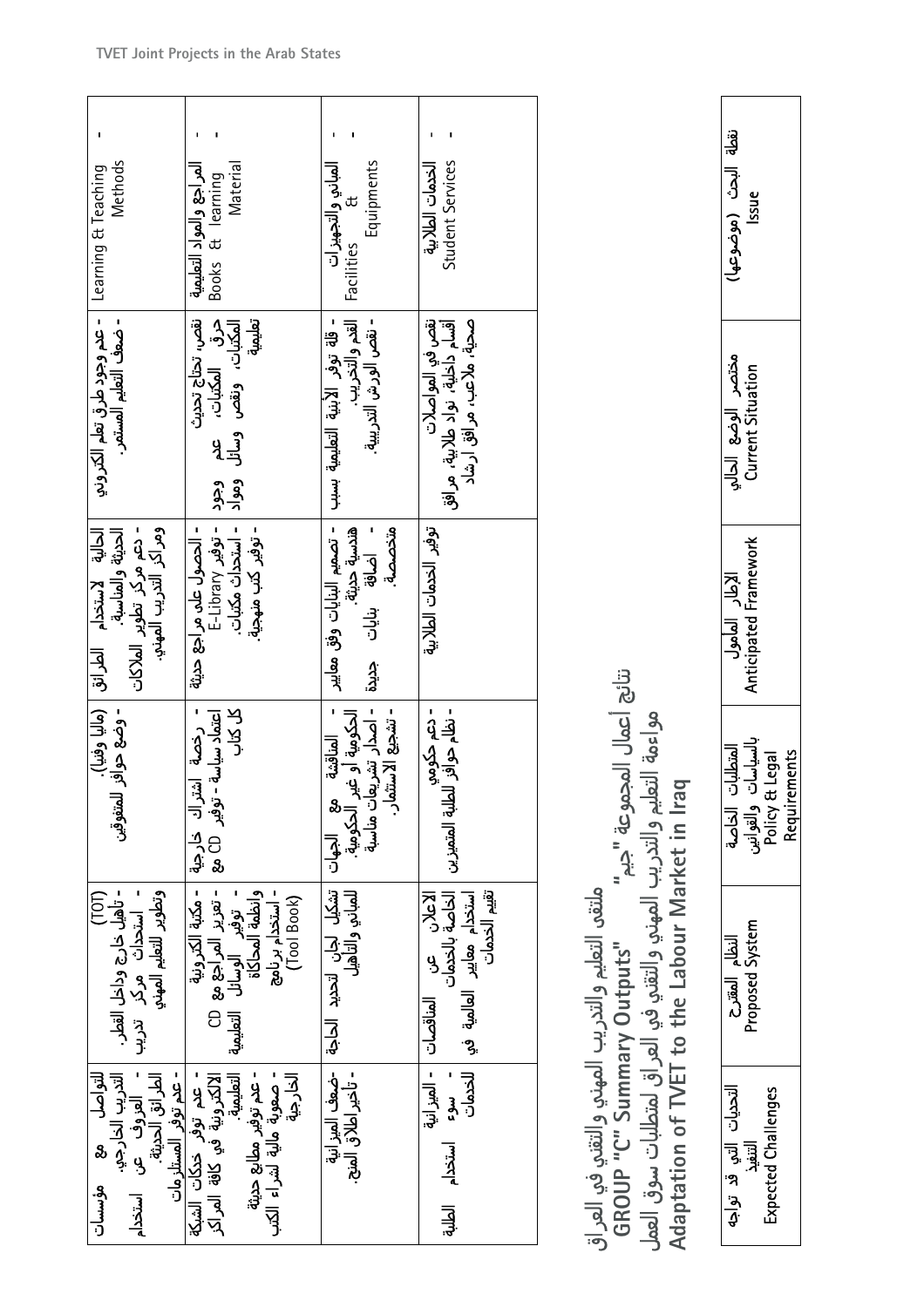| | | | | | |
|---|---|---|---|---|---|
| Learning & Teaching Methods - | - عدم وجود طرق تعلم الكتروني - ضعف التعليم المستمر. | الحالية لاستخدام الطرائق الحديثة والمناسبة. - دعم مركز تطوير الملاكات ومراكز التدريب المهني. | (ماليا وفنيا). - وضع حوافز للمتفوقين | (TOT) - تأهيل خارج وداخل القطر. - استحداث مركز تدريب وتطوير التعليم المهني | مؤسسات للتواصل مع التدريب الخارجي. - العزوف عن استخدام الطرائق الحديثة. - عدم توفر المستلزمات |
| المراجع والمواد التعليمية Books & learning Material - - | نقص، تحتاج تحديث حرق المكتبات، عدم وجود المكتبات، ونقص وسائل ومواد تعليمية | - الحصول على مراجع حديثة - توفير E-Library - استحداث مكتبات. - توفير كتب منهجية. | - رخصة اشتراك خارجية - اعتماد سياسة - توفير CD مع كل كتاب | - مكتبة الكترونية - تعزيز المراجع مع CD - توفير الوسائل التعليمية وانظمة المحاكاة - استخدام برنامج (Tool Book) | - عدم توفر خدمات الشبكة الالكترونية في كافة المراكز التعليمية. - عدم توفير مطابع حديثة - صعوبة مالية لشراء الكتب الخارجية |
| المباني والتجهيزات Facilities & Equipments - - | - قلة توفر الأبنية التعليمية بسبب القدم والتخريب. - نقص الورش التدريبية. | - تصميم البنايات وفق معايير هندسية حديثة. - اضافة بنايات جديدة متخصصة. | - المناقشة مع الجهات الحكومية أو غير الحكومية. - اصدار تشريعات مناسبة - تشجيع الاستثمار. | تشكيل لجان لتحديد الحاجة للمباني والتأهيل | -ضعف الميزانية - تأخير اطلاق المنح. |
| الخدمات الطلابية Student Services - - | نقص في المواصلات أقسام داخلية، نوادي طلابية، مرافق صحية، ملاعب، مرافق ارشاد | توفير الخدمات الطلابية | - دعم حكومي - نظام حوافز للطلبة المتميزين | الاعلان عن المناقصات الخاصة بالخدمات استخدام معايير العالمية في تقييم الخدمات | - الميزانية - سوء استخدام الطلبة للخدمات |

## ملتقى التعليم والتدريب المهني والتقني في العراق

## نتائج أعمال المجموعة "جيم" GROUP "C" Summary Outputs

## مواءمة التعليم والتدريب المهني والتقني في العراق لمتطلبات سوق العمل
## Adaptation of TVET to the Labour Market in Iraq

| نقطة البحث (موضوعها) Issue | مختصر الوضع الحالي Current Situation | الإطار المأمول Anticipated Framework | المتطلبات الخاصة بالسياسات والقوانين Policy & Legal Requirements | النظام المقترح Proposed System | التحديات التي قد تواجه التنفيذ Expected Challenges |
|---|---|---|---|---|---|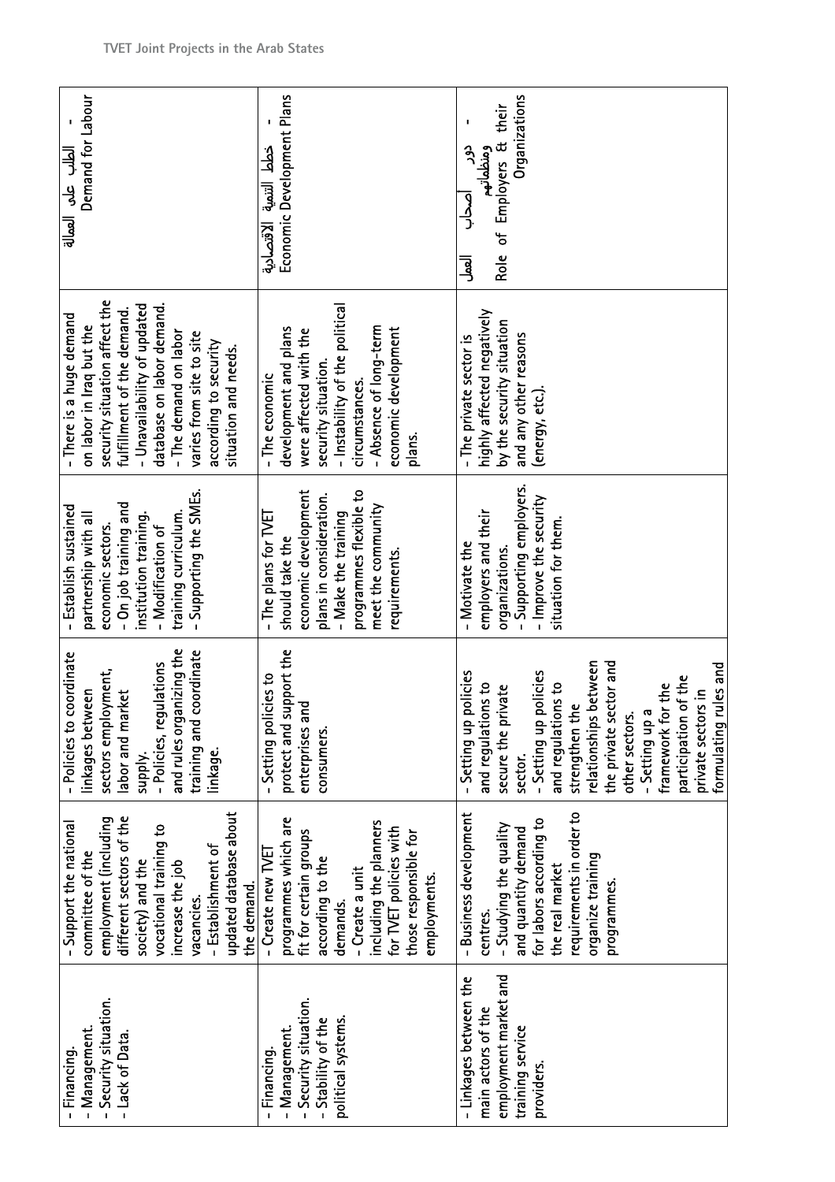| الطلب على العمالة - Demand for Labour | - There is a huge demand on labor in Iraq but the security situation affect the fulfillment of the demand.<br>- Unavailability of updated database on labor demand.<br>- The demand on labor varies from site to site according to security situation and needs. | - Establish sustained partnership with all economic sectors.<br>- On job training and institution training.<br>- Modification of training curriculum.<br>- Supporting the SMEs. | - Policies to coordinate linkages between sectors employment, labor and market supply.<br>- Policies, regulations and rules organizing the training and coordinate linkage. | - Support the national committee of the employment (including different sectors of the society) and the vocational training to increase the job vacancies.<br>- Establishment of updated database about the demand. | - Financing.<br>- Management.<br>- Security situation.<br>- Lack of Data. |
|---|---|---|---|---|---|
| خطط التنمية الاقتصادية - Economic Development Plans | - The economic development and plans were affected with the security situation.<br>- Instability of the political circumstances.<br>- Absence of long-term economic development plans. | - The plans for TVET should take the economic development plans in consideration.<br>- Make the training programmes flexible to meet the community requirements. | - Setting policies to protect and support the enterprises and consumers. | - Create new TVET programmes which are fit for certain groups according to the demands.<br>- Create a unit including the planners for TVET policies with those responsible for employments. | - Financing.<br>- Management.<br>- Security situation.<br>- Stability of the political systems. |
| دور أصحاب العمل ومنظماتهم - Role of Employers & their Organizations | - The private sector is highly affected negatively by the security situation and any other reasons (energy, etc.). | - Motivate the employers and their organizations.<br>- Supporting employers.<br>- Improve the security situation for them. | - Setting up policies and regulations to secure the private sector.<br>- Setting up policies and regulations to strengthen the relationships between the private sector and other sectors.<br>- Setting up a framework for the participation of the private sectors in formulating rules and | - Business development centres.<br>- Studying the quality and quantity demand for labors according to the real market requirements in order to organize training programmes. | - Linkages between the main actors of the employment market and training service providers. |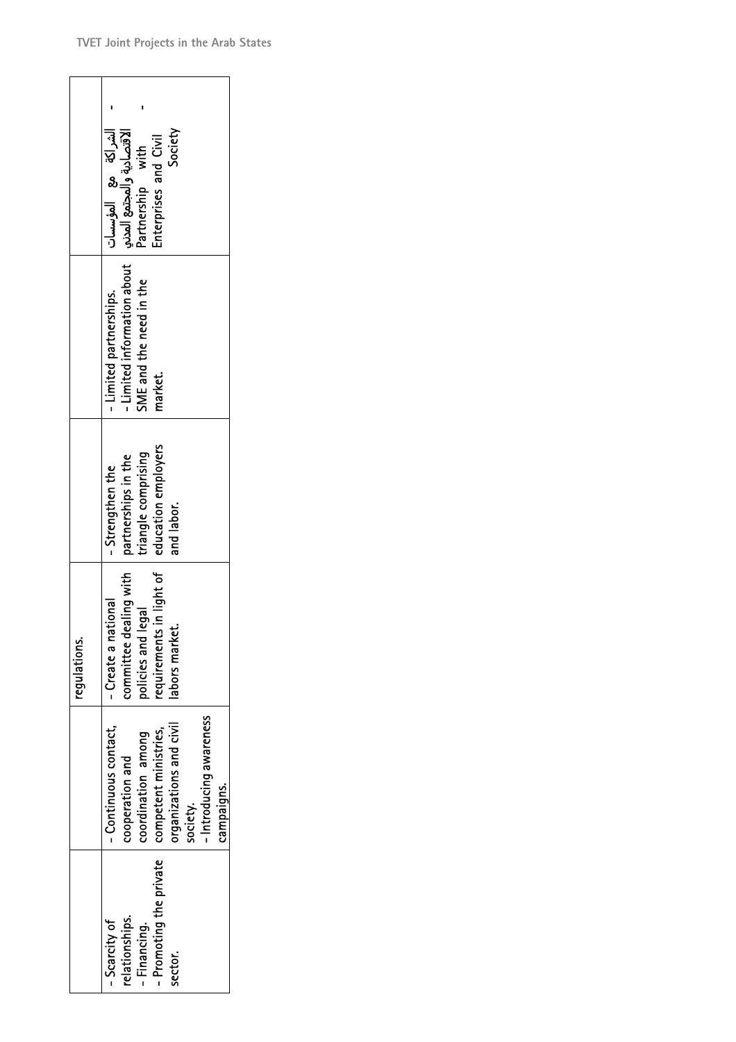|  |  | regulations. |  |  |  |
|---|---|---|---|---|---|
| - Scarcity of relationships.<br>- Financing.<br>- Promoting the private sector. | - Continuous contact, cooperation and coordination among competent ministries, organizations and civil society.<br>- Introducing awareness campaigns. | - Create a national committee dealing with policies and legal requirements in light of labors market. | - Strengthen the partnerships in the triangle comprising education employers and labor. | - Limited partnerships.<br>- Limited information about SME and the need in the market. | - الشراكة مع المؤسسات الاقتصادية والمجتمع المدني<br>- Partnership with Enterprises and Civil Society |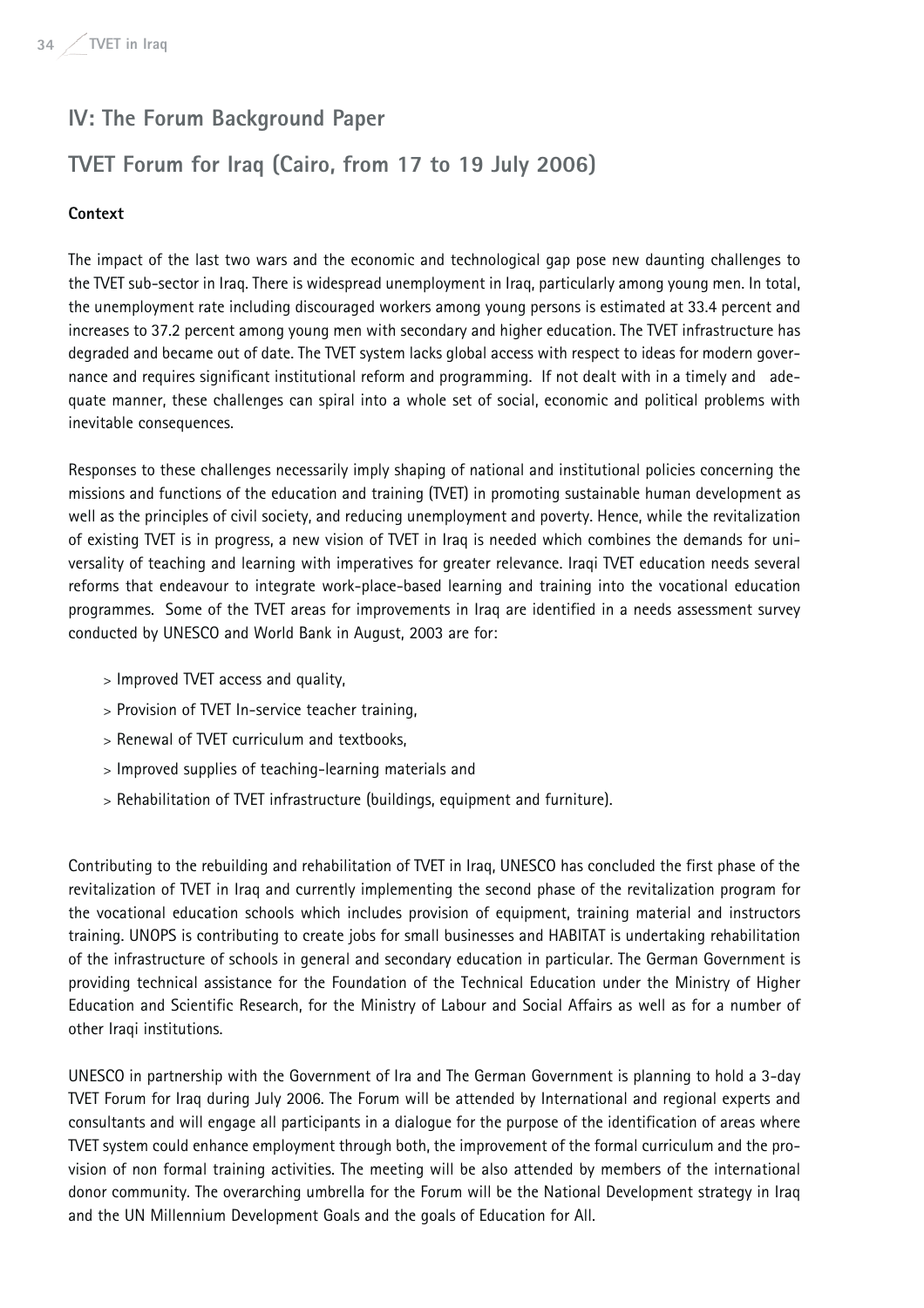## IV: The Forum Background Paper

## TVET Forum for Iraq (Cairo, from 17 to 19 July 2006)

**Context**

The impact of the last two wars and the economic and technological gap pose new daunting challenges to the TVET sub-sector in Iraq. There is widespread unemployment in Iraq, particularly among young men. In total, the unemployment rate including discouraged workers among young persons is estimated at 33.4 percent and increases to 37.2 percent among young men with secondary and higher education. The TVET infrastructure has degraded and became out of date. The TVET system lacks global access with respect to ideas for modern governance and requires significant institutional reform and programming. If not dealt with in a timely and adequate manner, these challenges can spiral into a whole set of social, economic and political problems with inevitable consequences.

Responses to these challenges necessarily imply shaping of national and institutional policies concerning the missions and functions of the education and training (TVET) in promoting sustainable human development as well as the principles of civil society, and reducing unemployment and poverty. Hence, while the revitalization of existing TVET is in progress, a new vision of TVET in Iraq is needed which combines the demands for universality of teaching and learning with imperatives for greater relevance. Iraqi TVET education needs several reforms that endeavour to integrate work-place-based learning and training into the vocational education programmes. Some of the TVET areas for improvements in Iraq are identified in a needs assessment survey conducted by UNESCO and World Bank in August, 2003 are for:

- Improved TVET access and quality,
- Provision of TVET In-service teacher training,
- Renewal of TVET curriculum and textbooks,
- Improved supplies of teaching-learning materials and
- Rehabilitation of TVET infrastructure (buildings, equipment and furniture).

Contributing to the rebuilding and rehabilitation of TVET in Iraq, UNESCO has concluded the first phase of the revitalization of TVET in Iraq and currently implementing the second phase of the revitalization program for the vocational education schools which includes provision of equipment, training material and instructors training. UNOPS is contributing to create jobs for small businesses and HABITAT is undertaking rehabilitation of the infrastructure of schools in general and secondary education in particular. The German Government is providing technical assistance for the Foundation of the Technical Education under the Ministry of Higher Education and Scientific Research, for the Ministry of Labour and Social Affairs as well as for a number of other Iraqi institutions.

UNESCO in partnership with the Government of Ira and The German Government is planning to hold a 3-day TVET Forum for Iraq during July 2006. The Forum will be attended by International and regional experts and consultants and will engage all participants in a dialogue for the purpose of the identification of areas where TVET system could enhance employment through both, the improvement of the formal curriculum and the provision of non formal training activities. The meeting will be also attended by members of the international donor community. The overarching umbrella for the Forum will be the National Development strategy in Iraq and the UN Millennium Development Goals and the goals of Education for All.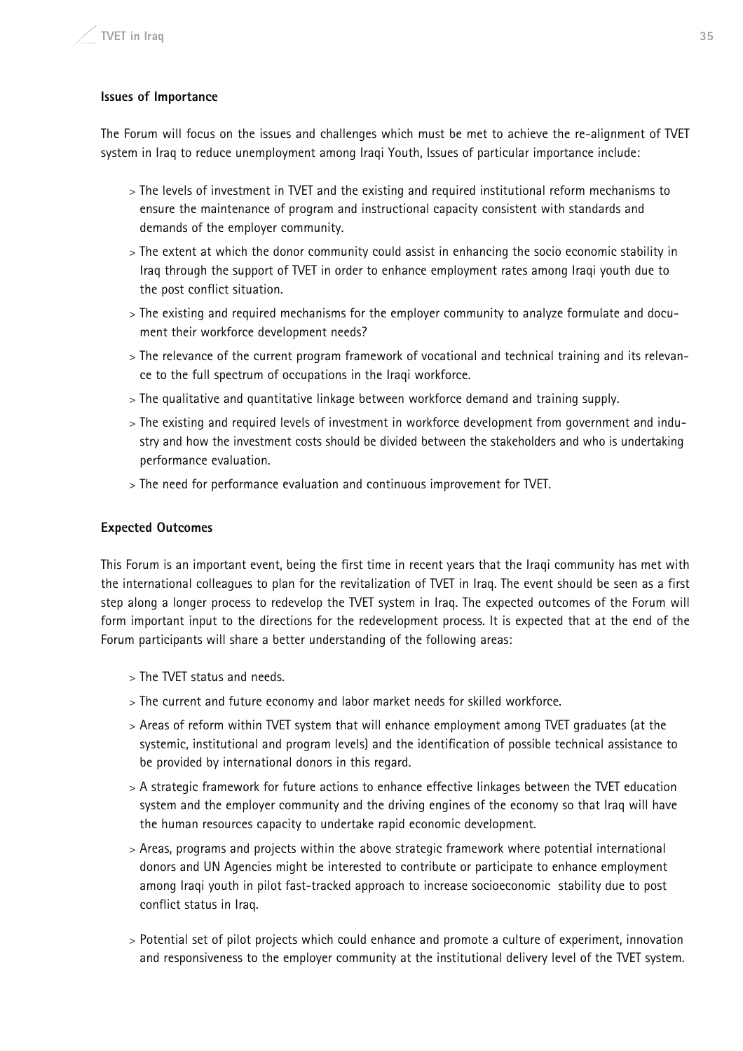### Issues of Importance

The Forum will focus on the issues and challenges which must be met to achieve the re-alignment of TVET system in Iraq to reduce unemployment among Iraqi Youth, Issues of particular importance include:

- The levels of investment in TVET and the existing and required institutional reform mechanisms to ensure the maintenance of program and instructional capacity consistent with standards and demands of the employer community.
- The extent at which the donor community could assist in enhancing the socio economic stability in Iraq through the support of TVET in order to enhance employment rates among Iraqi youth due to the post conflict situation.
- The existing and required mechanisms for the employer community to analyze formulate and document their workforce development needs?
- The relevance of the current program framework of vocational and technical training and its relevance to the full spectrum of occupations in the Iraqi workforce.
- The qualitative and quantitative linkage between workforce demand and training supply.
- The existing and required levels of investment in workforce development from government and industry and how the investment costs should be divided between the stakeholders and who is undertaking performance evaluation.
- The need for performance evaluation and continuous improvement for TVET.

### Expected Outcomes

This Forum is an important event, being the first time in recent years that the Iraqi community has met with the international colleagues to plan for the revitalization of TVET in Iraq. The event should be seen as a first step along a longer process to redevelop the TVET system in Iraq. The expected outcomes of the Forum will form important input to the directions for the redevelopment process. It is expected that at the end of the Forum participants will share a better understanding of the following areas:

- The TVET status and needs.
- The current and future economy and labor market needs for skilled workforce.
- Areas of reform within TVET system that will enhance employment among TVET graduates (at the systemic, institutional and program levels) and the identification of possible technical assistance to be provided by international donors in this regard.
- A strategic framework for future actions to enhance effective linkages between the TVET education system and the employer community and the driving engines of the economy so that Iraq will have the human resources capacity to undertake rapid economic development.
- Areas, programs and projects within the above strategic framework where potential international donors and UN Agencies might be interested to contribute or participate to enhance employment among Iraqi youth in pilot fast-tracked approach to increase socioeconomic stability due to post conflict status in Iraq.
- Potential set of pilot projects which could enhance and promote a culture of experiment, innovation and responsiveness to the employer community at the institutional delivery level of the TVET system.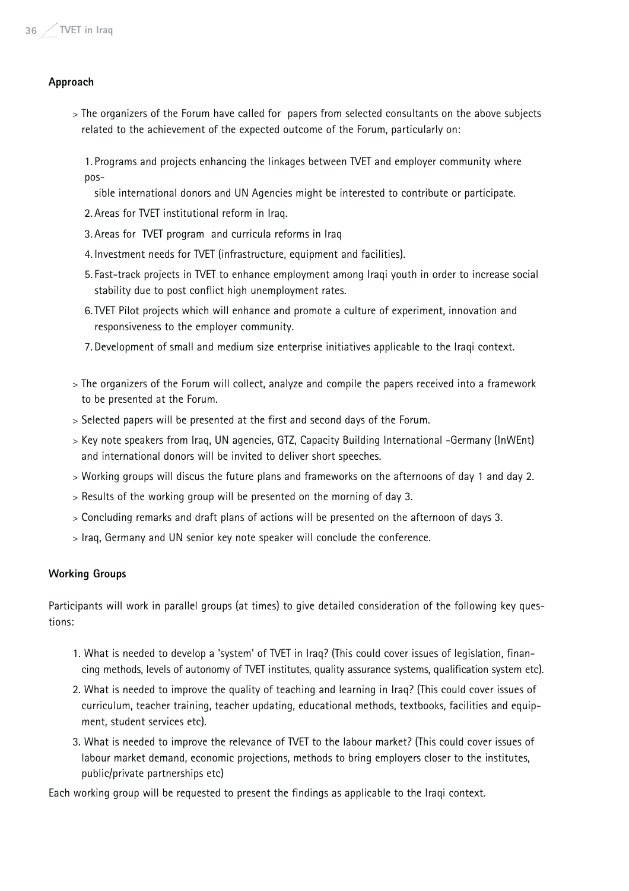**Approach**

> The organizers of the Forum have called for papers from selected consultants on the above subjects related to the achievement of the expected outcome of the Forum, particularly on:

1. Programs and projects enhancing the linkages between TVET and employer community where possible international donors and UN Agencies might be interested to contribute or participate.
2. Areas for TVET institutional reform in Iraq.
3. Areas for TVET program and curricula reforms in Iraq
4. Investment needs for TVET (infrastructure, equipment and facilities).
5. Fast-track projects in TVET to enhance employment among Iraqi youth in order to increase social stability due to post conflict high unemployment rates.
6. TVET Pilot projects which will enhance and promote a culture of experiment, innovation and responsiveness to the employer community.
7. Development of small and medium size enterprise initiatives applicable to the Iraqi context.

> The organizers of the Forum will collect, analyze and compile the papers received into a framework to be presented at the Forum.

> Selected papers will be presented at the first and second days of the Forum.

> Key note speakers from Iraq, UN agencies, GTZ, Capacity Building International -Germany (InWEnt) and international donors will be invited to deliver short speeches.

> Working groups will discus the future plans and frameworks on the afternoons of day 1 and day 2.

> Results of the working group will be presented on the morning of day 3.

> Concluding remarks and draft plans of actions will be presented on the afternoon of days 3.

> Iraq, Germany and UN senior key note speaker will conclude the conference.

**Working Groups**

Participants will work in parallel groups (at times) to give detailed consideration of the following key questions:

1. What is needed to develop a 'system' of TVET in Iraq? (This could cover issues of legislation, financing methods, levels of autonomy of TVET institutes, quality assurance systems, qualification system etc).
2. What is needed to improve the quality of teaching and learning in Iraq? (This could cover issues of curriculum, teacher training, teacher updating, educational methods, textbooks, facilities and equipment, student services etc).
3. What is needed to improve the relevance of TVET to the labour market? (This could cover issues of labour market demand, economic projections, methods to bring employers closer to the institutes, public/private partnerships etc)

Each working group will be requested to present the findings as applicable to the Iraqi context.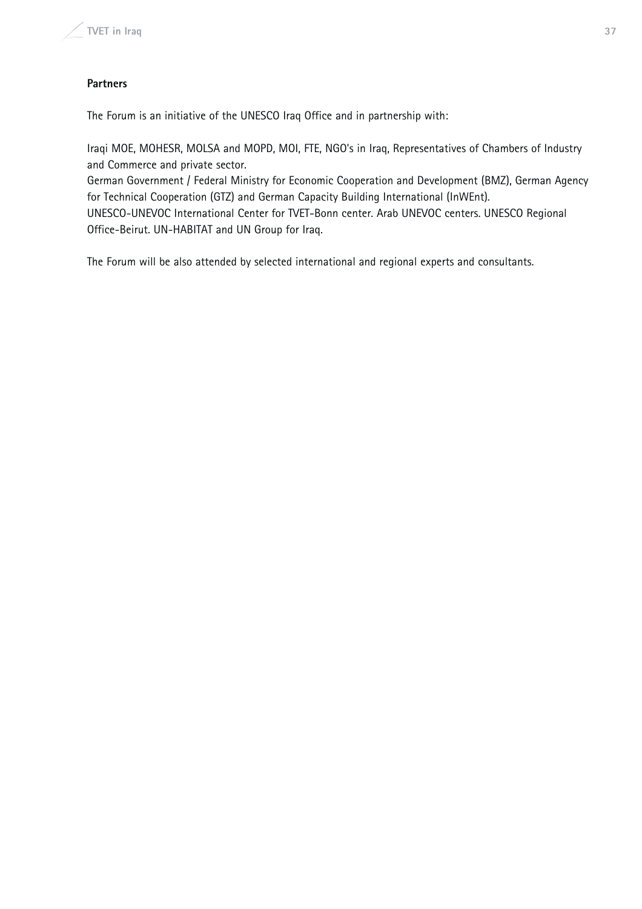**Partners**

The Forum is an initiative of the UNESCO Iraq Office and in partnership with:

Iraqi MOE, MOHESR, MOLSA and MOPD, MOI, FTE, NGO's in Iraq, Representatives of Chambers of Industry and Commerce and private sector.
German Government / Federal Ministry for Economic Cooperation and Development (BMZ), German Agency for Technical Cooperation (GTZ) and German Capacity Building International (InWEnt).
UNESCO-UNEVOC International Center for TVET-Bonn center. Arab UNEVOC centers. UNESCO Regional Office-Beirut. UN-HABITAT and UN Group for Iraq.

The Forum will be also attended by selected international and regional experts and consultants.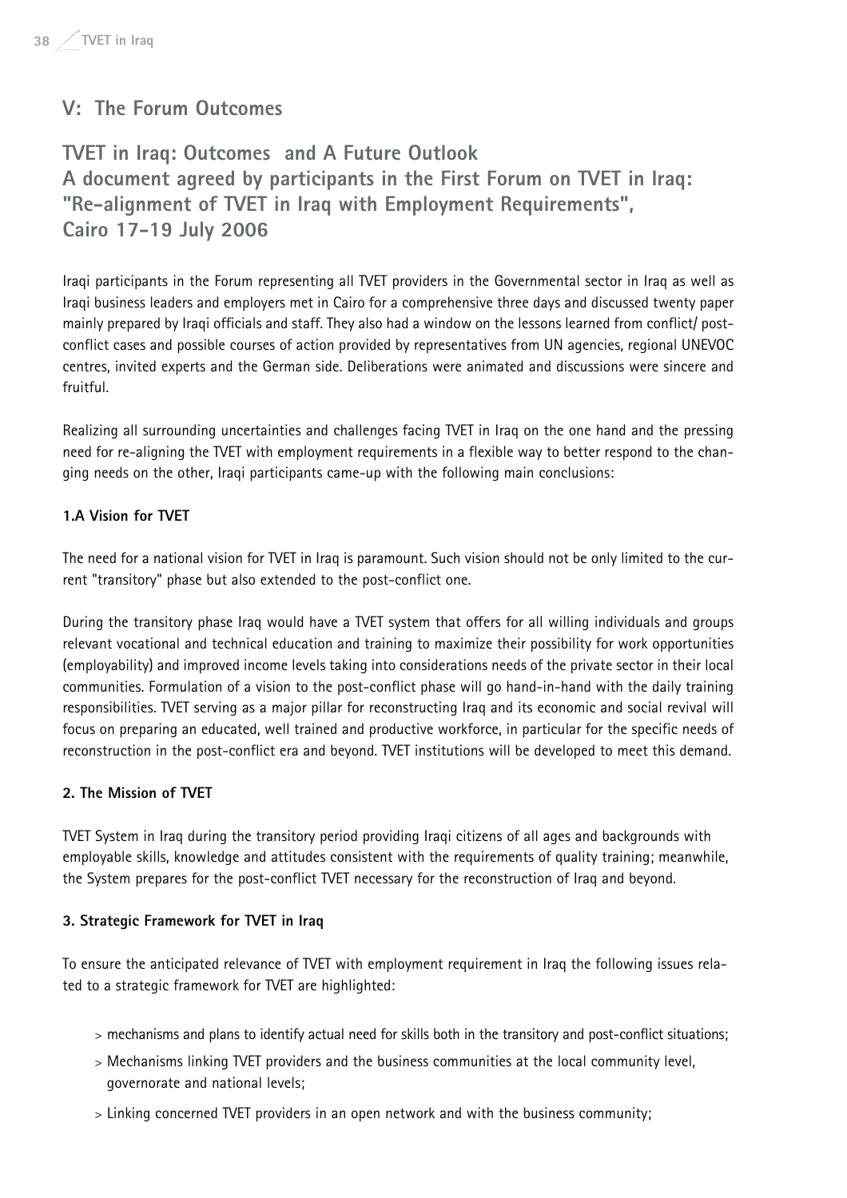## V: The Forum Outcomes

## TVET in Iraq: Outcomes and A Future Outlook
## A document agreed by participants in the First Forum on TVET in Iraq: "Re-alignment of TVET in Iraq with Employment Requirements", Cairo 17-19 July 2006

Iraqi participants in the Forum representing all TVET providers in the Governmental sector in Iraq as well as Iraqi business leaders and employers met in Cairo for a comprehensive three days and discussed twenty paper mainly prepared by Iraqi officials and staff. They also had a window on the lessons learned from conflict/ post-conflict cases and possible courses of action provided by representatives from UN agencies, regional UNEVOC centres, invited experts and the German side. Deliberations were animated and discussions were sincere and fruitful.

Realizing all surrounding uncertainties and challenges facing TVET in Iraq on the one hand and the pressing need for re-aligning the TVET with employment requirements in a flexible way to better respond to the changing needs on the other, Iraqi participants came-up with the following main conclusions:

**1.A Vision for TVET**

The need for a national vision for TVET in Iraq is paramount. Such vision should not be only limited to the current "transitory" phase but also extended to the post-conflict one.

During the transitory phase Iraq would have a TVET system that offers for all willing individuals and groups relevant vocational and technical education and training to maximize their possibility for work opportunities (employability) and improved income levels taking into considerations needs of the private sector in their local communities. Formulation of a vision to the post-conflict phase will go hand-in-hand with the daily training responsibilities. TVET serving as a major pillar for reconstructing Iraq and its economic and social revival will focus on preparing an educated, well trained and productive workforce, in particular for the specific needs of reconstruction in the post-conflict era and beyond. TVET institutions will be developed to meet this demand.

**2. The Mission of TVET**

TVET System in Iraq during the transitory period providing Iraqi citizens of all ages and backgrounds with employable skills, knowledge and attitudes consistent with the requirements of quality training; meanwhile, the System prepares for the post-conflict TVET necessary for the reconstruction of Iraq and beyond.

**3. Strategic Framework for TVET in Iraq**

To ensure the anticipated relevance of TVET with employment requirement in Iraq the following issues related to a strategic framework for TVET are highlighted:

- mechanisms and plans to identify actual need for skills both in the transitory and post-conflict situations;
- Mechanisms linking TVET providers and the business communities at the local community level, governorate and national levels;
- Linking concerned TVET providers in an open network and with the business community;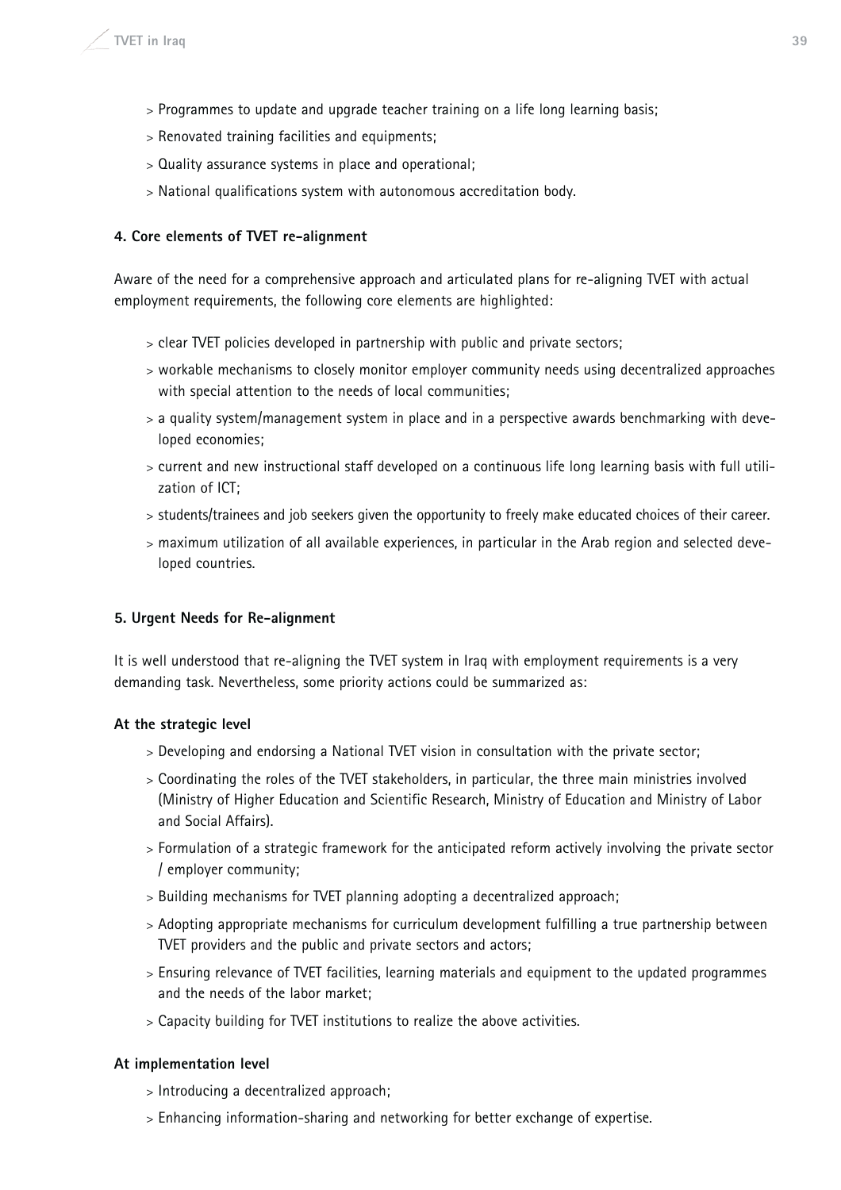- Programmes to update and upgrade teacher training on a life long learning basis;
- Renovated training facilities and equipments;
- Quality assurance systems in place and operational;
- National qualifications system with autonomous accreditation body.

#### 4. Core elements of TVET re-alignment

Aware of the need for a comprehensive approach and articulated plans for re-aligning TVET with actual employment requirements, the following core elements are highlighted:

- clear TVET policies developed in partnership with public and private sectors;
- workable mechanisms to closely monitor employer community needs using decentralized approaches with special attention to the needs of local communities;
- a quality system/management system in place and in a perspective awards benchmarking with developed economies;
- current and new instructional staff developed on a continuous life long learning basis with full utilization of ICT;
- students/trainees and job seekers given the opportunity to freely make educated choices of their career.
- maximum utilization of all available experiences, in particular in the Arab region and selected developed countries.

#### 5. Urgent Needs for Re-alignment

It is well understood that re-aligning the TVET system in Iraq with employment requirements is a very demanding task. Nevertheless, some priority actions could be summarized as:

**At the strategic level**

- Developing and endorsing a National TVET vision in consultation with the private sector;
- Coordinating the roles of the TVET stakeholders, in particular, the three main ministries involved (Ministry of Higher Education and Scientific Research, Ministry of Education and Ministry of Labor and Social Affairs).
- Formulation of a strategic framework for the anticipated reform actively involving the private sector / employer community;
- Building mechanisms for TVET planning adopting a decentralized approach;
- Adopting appropriate mechanisms for curriculum development fulfilling a true partnership between TVET providers and the public and private sectors and actors;
- Ensuring relevance of TVET facilities, learning materials and equipment to the updated programmes and the needs of the labor market;
- Capacity building for TVET institutions to realize the above activities.

**At implementation level**

- Introducing a decentralized approach;
- Enhancing information-sharing and networking for better exchange of expertise.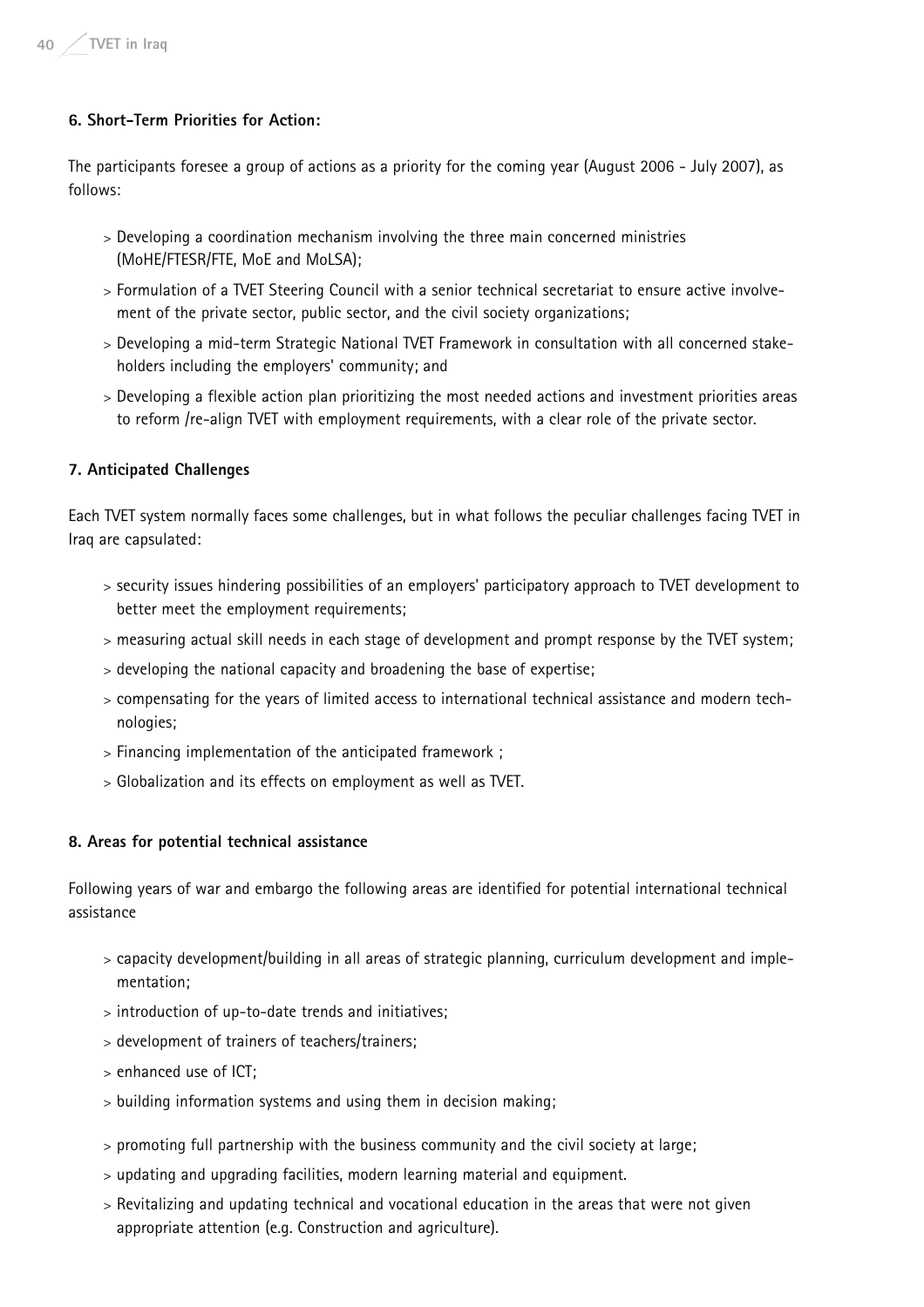#### 6. Short-Term Priorities for Action:

The participants foresee a group of actions as a priority for the coming year (August 2006 - July 2007), as follows:

- Developing a coordination mechanism involving the three main concerned ministries (MoHE/FTESR/FTE, MoE and MoLSA);
- Formulation of a TVET Steering Council with a senior technical secretariat to ensure active involvement of the private sector, public sector, and the civil society organizations;
- Developing a mid-term Strategic National TVET Framework in consultation with all concerned stakeholders including the employers' community; and
- Developing a flexible action plan prioritizing the most needed actions and investment priorities areas to reform /re-align TVET with employment requirements, with a clear role of the private sector.

#### 7. Anticipated Challenges

Each TVET system normally faces some challenges, but in what follows the peculiar challenges facing TVET in Iraq are capsulated:

- security issues hindering possibilities of an employers' participatory approach to TVET development to better meet the employment requirements;
- measuring actual skill needs in each stage of development and prompt response by the TVET system;
- developing the national capacity and broadening the base of expertise;
- compensating for the years of limited access to international technical assistance and modern technologies;
- Financing implementation of the anticipated framework ;
- Globalization and its effects on employment as well as TVET.

#### 8. Areas for potential technical assistance

Following years of war and embargo the following areas are identified for potential international technical assistance

- capacity development/building in all areas of strategic planning, curriculum development and implementation;
- introduction of up-to-date trends and initiatives;
- development of trainers of teachers/trainers;
- enhanced use of ICT;
- building information systems and using them in decision making;
- promoting full partnership with the business community and the civil society at large;
- updating and upgrading facilities, modern learning material and equipment.
- Revitalizing and updating technical and vocational education in the areas that were not given appropriate attention (e.g. Construction and agriculture).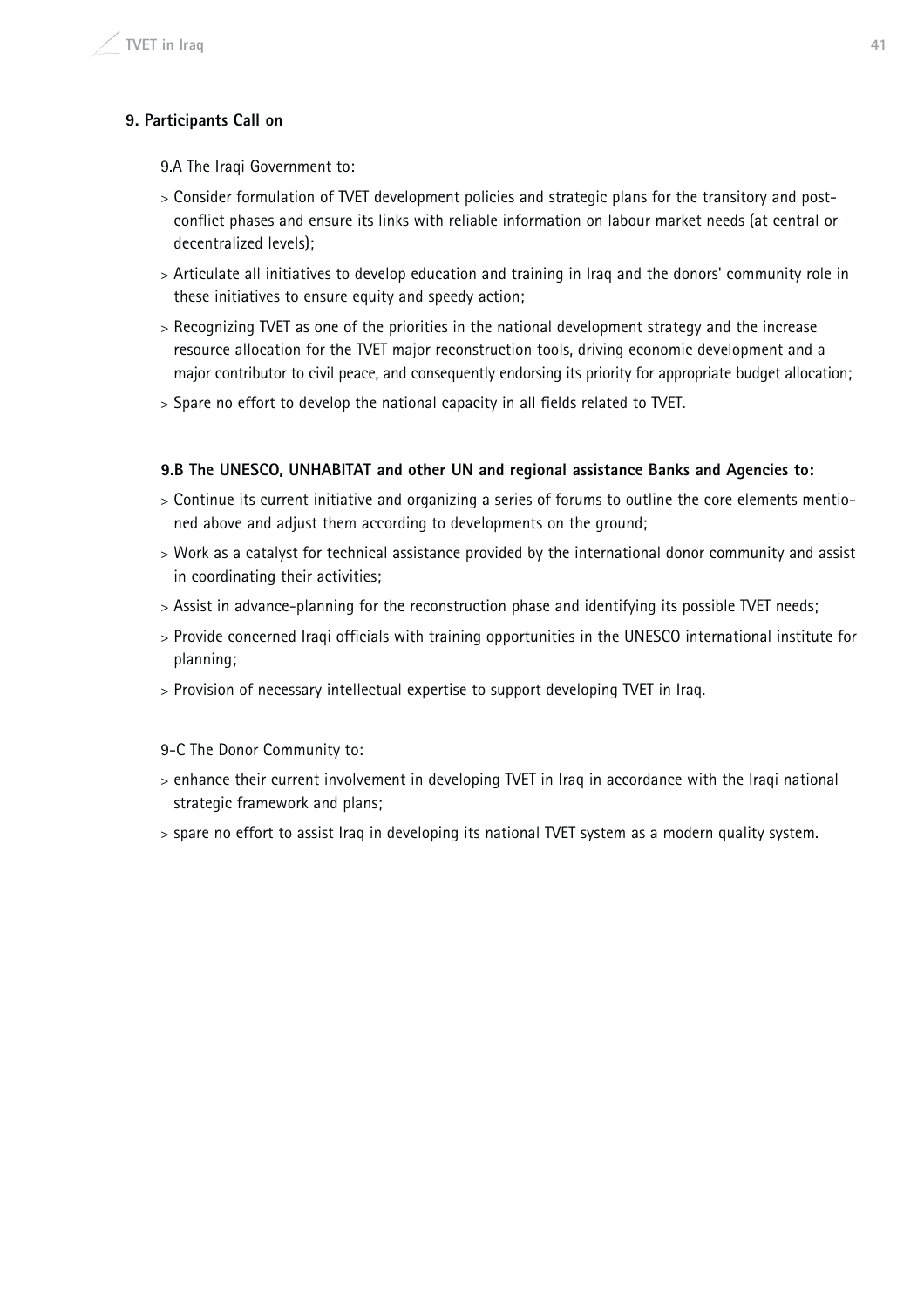## 9. Participants Call on

9.A The Iraqi Government to:

> Consider formulation of TVET development policies and strategic plans for the transitory and post-conflict phases and ensure its links with reliable information on labour market needs (at central or decentralized levels);

> Articulate all initiatives to develop education and training in Iraq and the donors' community role in these initiatives to ensure equity and speedy action;

> Recognizing TVET as one of the priorities in the national development strategy and the increase resource allocation for the TVET major reconstruction tools, driving economic development and a major contributor to civil peace, and consequently endorsing its priority for appropriate budget allocation;

> Spare no effort to develop the national capacity in all fields related to TVET.

**9.B The UNESCO, UNHABITAT and other UN and regional assistance Banks and Agencies to:**

> Continue its current initiative and organizing a series of forums to outline the core elements mentioned above and adjust them according to developments on the ground;

> Work as a catalyst for technical assistance provided by the international donor community and assist in coordinating their activities;

> Assist in advance-planning for the reconstruction phase and identifying its possible TVET needs;

> Provide concerned Iraqi officials with training opportunities in the UNESCO international institute for planning;

> Provision of necessary intellectual expertise to support developing TVET in Iraq.

9-C The Donor Community to:

> enhance their current involvement in developing TVET in Iraq in accordance with the Iraqi national strategic framework and plans;

> spare no effort to assist Iraq in developing its national TVET system as a modern quality system.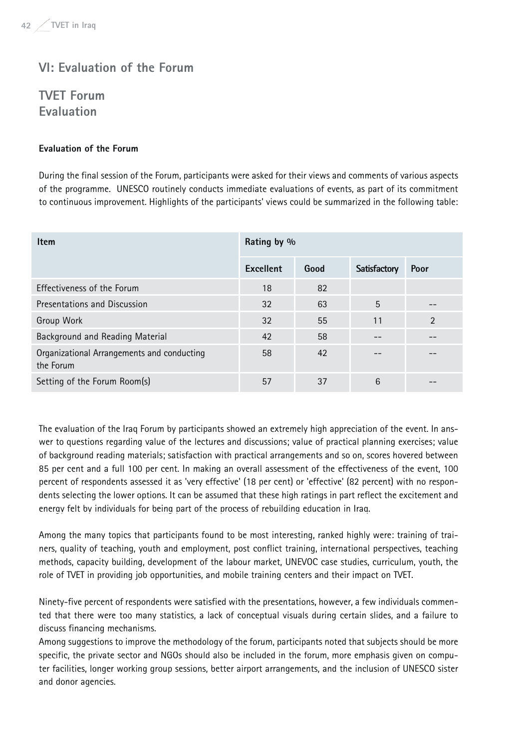## VI: Evaluation of the Forum

## TVET Forum Evaluation

**Evaluation of the Forum**

During the final session of the Forum, participants were asked for their views and comments of various aspects of the programme. UNESCO routinely conducts immediate evaluations of events, as part of its commitment to continuous improvement. Highlights of the participants' views could be summarized in the following table:

| Item | Rating by % | | | |
|---|---|---|---|---|
| | Excellent | Good | Satisfactory | Poor |
| Effectiveness of the Forum | 18 | 82 | | |
| Presentations and Discussion | 32 | 63 | 5 | -- |
| Group Work | 32 | 55 | 11 | 2 |
| Background and Reading Material | 42 | 58 | -- | -- |
| Organizational Arrangements and conducting the Forum | 58 | 42 | -- | -- |
| Setting of the Forum Room(s) | 57 | 37 | 6 | -- |

The evaluation of the Iraq Forum by participants showed an extremely high appreciation of the event. In answer to questions regarding value of the lectures and discussions; value of practical planning exercises; value of background reading materials; satisfaction with practical arrangements and so on, scores hovered between 85 per cent and a full 100 per cent. In making an overall assessment of the effectiveness of the event, 100 percent of respondents assessed it as 'very effective' (18 per cent) or 'effective' (82 percent) with no respondents selecting the lower options. It can be assumed that these high ratings in part reflect the excitement and energy felt by individuals for being part of the process of rebuilding education in Iraq.

Among the many topics that participants found to be most interesting, ranked highly were: training of trainers, quality of teaching, youth and employment, post conflict training, international perspectives, teaching methods, capacity building, development of the labour market, UNEVOC case studies, curriculum, youth, the role of TVET in providing job opportunities, and mobile training centers and their impact on TVET.

Ninety-five percent of respondents were satisfied with the presentations, however, a few individuals commented that there were too many statistics, a lack of conceptual visuals during certain slides, and a failure to discuss financing mechanisms.

Among suggestions to improve the methodology of the forum, participants noted that subjects should be more specific, the private sector and NGOs should also be included in the forum, more emphasis given on computer facilities, longer working group sessions, better airport arrangements, and the inclusion of UNESCO sister and donor agencies.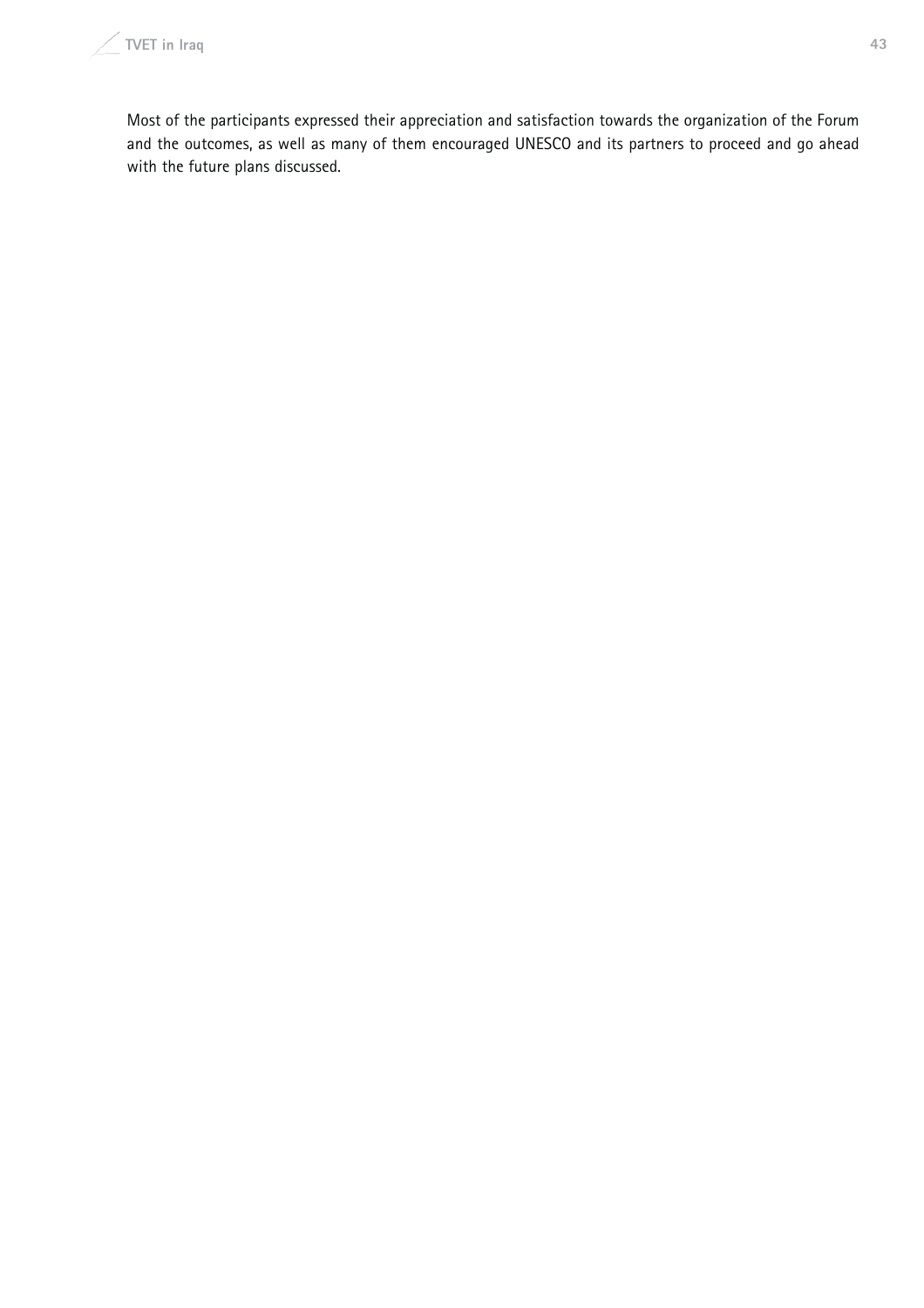Most of the participants expressed their appreciation and satisfaction towards the organization of the Forum and the outcomes, as well as many of them encouraged UNESCO and its partners to proceed and go ahead with the future plans discussed.